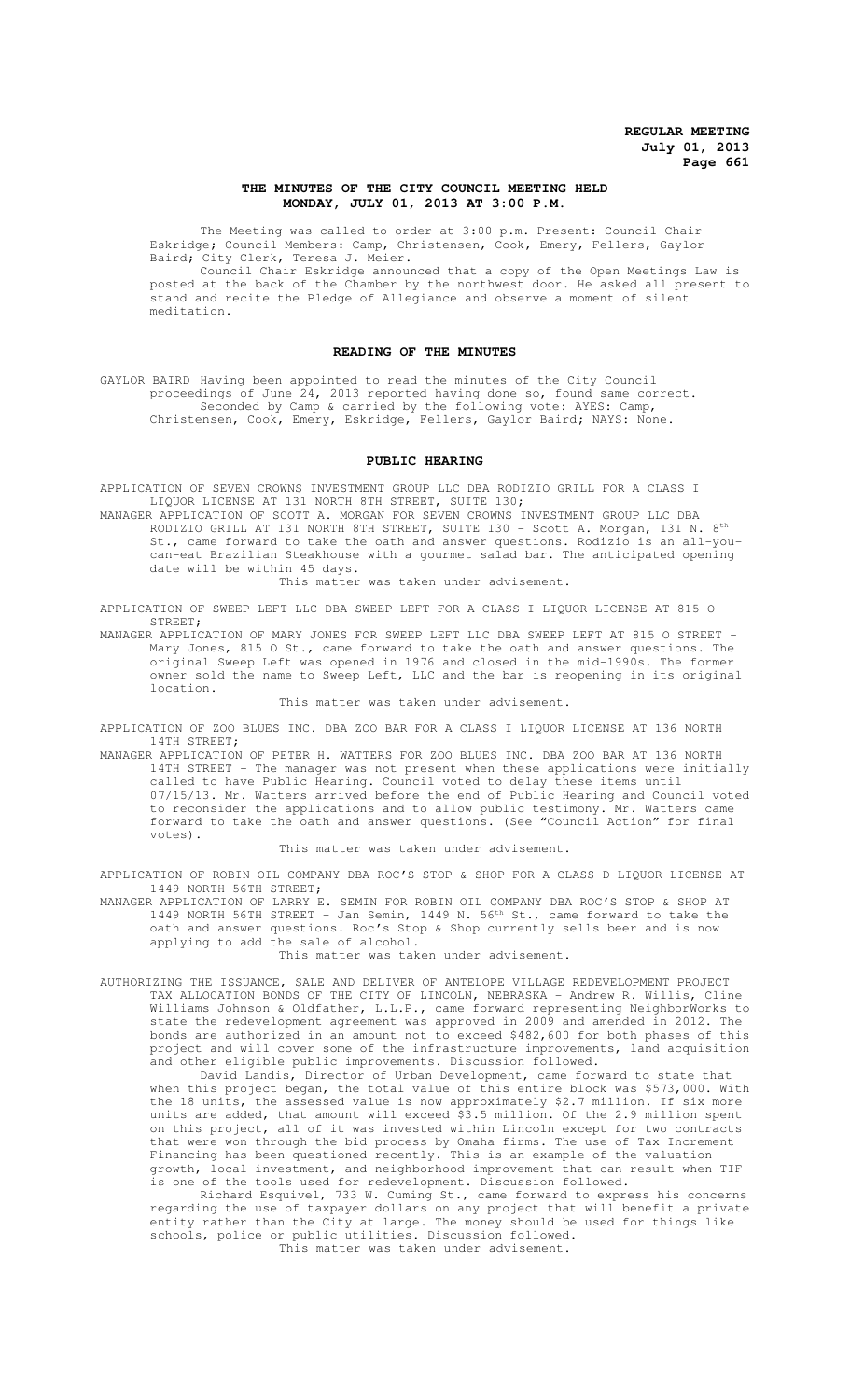**REGULAR MEETING**
**July 01, 2013**

## THE MINUTES OF THE CITY COUNCIL MEETING HELD MONDAY, JULY 01, 2013 AT 3:00 P.M.

The Meeting was called to order at 3:00 p.m. Present: Council Chair Eskridge; Council Members: Camp, Christensen, Cook, Emery, Fellers, Gaylor Baird; City Clerk, Teresa J. Meier.

Council Chair Eskridge announced that a copy of the Open Meetings Law is posted at the back of the Chamber by the northwest door. He asked all present to stand and recite the Pledge of Allegiance and observe a moment of silent meditation.

### READING OF THE MINUTES

GAYLOR BAIRD Having been appointed to read the minutes of the City Council proceedings of June 24, 2013 reported having done so, found same correct.
Seconded by Camp & carried by the following vote: AYES: Camp, Christensen, Cook, Emery, Eskridge, Fellers, Gaylor Baird; NAYS: None.

### PUBLIC HEARING

APPLICATION OF SEVEN CROWNS INVESTMENT GROUP LLC DBA RODIZIO GRILL FOR A CLASS I LIQUOR LICENSE AT 131 NORTH 8TH STREET, SUITE 130;

MANAGER APPLICATION OF SCOTT A. MORGAN FOR SEVEN CROWNS INVESTMENT GROUP LLC DBA RODIZIO GRILL AT 131 NORTH 8TH STREET, SUITE 130 - Scott A. Morgan, 131 N. 8th St., came forward to take the oath and answer questions. Rodizio is an all-you-can-eat Brazilian Steakhouse with a gourmet salad bar. The anticipated opening date will be within 45 days.
This matter was taken under advisement.

APPLICATION OF SWEEP LEFT LLC DBA SWEEP LEFT FOR A CLASS I LIQUOR LICENSE AT 815 O STREET;

MANAGER APPLICATION OF MARY JONES FOR SWEEP LEFT LLC DBA SWEEP LEFT AT 815 O STREET - Mary Jones, 815 O St., came forward to take the oath and answer questions. The original Sweep Left was opened in 1976 and closed in the mid-1990s. The former owner sold the name to Sweep Left, LLC and the bar is reopening in its original location.
This matter was taken under advisement.

APPLICATION OF ZOO BLUES INC. DBA ZOO BAR FOR A CLASS I LIQUOR LICENSE AT 136 NORTH 14TH STREET;

MANAGER APPLICATION OF PETER H. WATTERS FOR ZOO BLUES INC. DBA ZOO BAR AT 136 NORTH 14TH STREET - The manager was not present when these applications were initially called to have Public Hearing. Council voted to delay these items until 07/15/13. Mr. Watters arrived before the end of Public Hearing and Council voted to reconsider the applications and to allow public testimony. Mr. Watters came forward to take the oath and answer questions. (See "Council Action" for final votes).
This matter was taken under advisement.

APPLICATION OF ROBIN OIL COMPANY DBA ROC'S STOP & SHOP FOR A CLASS D LIQUOR LICENSE AT 1449 NORTH 56TH STREET;

MANAGER APPLICATION OF LARRY E. SEMIN FOR ROBIN OIL COMPANY DBA ROC'S STOP & SHOP AT 1449 NORTH 56TH STREET - Jan Semin, 1449 N. 56th St., came forward to take the oath and answer questions. Roc's Stop & Shop currently sells beer and is now applying to add the sale of alcohol.
This matter was taken under advisement.

AUTHORIZING THE ISSUANCE, SALE AND DELIVER OF ANTELOPE VILLAGE REDEVELOPMENT PROJECT TAX ALLOCATION BONDS OF THE CITY OF LINCOLN, NEBRASKA - Andrew R. Willis, Cline Williams Johnson & Oldfather, L.L.P., came forward representing NeighborWorks to state the redevelopment agreement was approved in 2009 and amended in 2012. The bonds are authorized in an amount not to exceed $482,600 for both phases of this project and will cover some of the infrastructure improvements, land acquisition and other eligible public improvements. Discussion followed.

David Landis, Director of Urban Development, came forward to state that when this project began, the total value of this entire block was $573,000. With the 18 units, the assessed value is now approximately $2.7 million. If six more units are added, that amount will exceed $3.5 million. Of the 2.9 million spent on this project, all of it was invested within Lincoln except for two contracts that were won through the bid process by Omaha firms. The use of Tax Increment Financing has been questioned recently. This is an example of the valuation growth, local investment, and neighborhood improvement that can result when TIF is one of the tools used for redevelopment. Discussion followed.

Richard Esquivel, 733 W. Cuming St., came forward to express his concerns regarding the use of taxpayer dollars on any project that will benefit a private entity rather than the City at large. The money should be used for things like schools, police or public utilities. Discussion followed.
This matter was taken under advisement.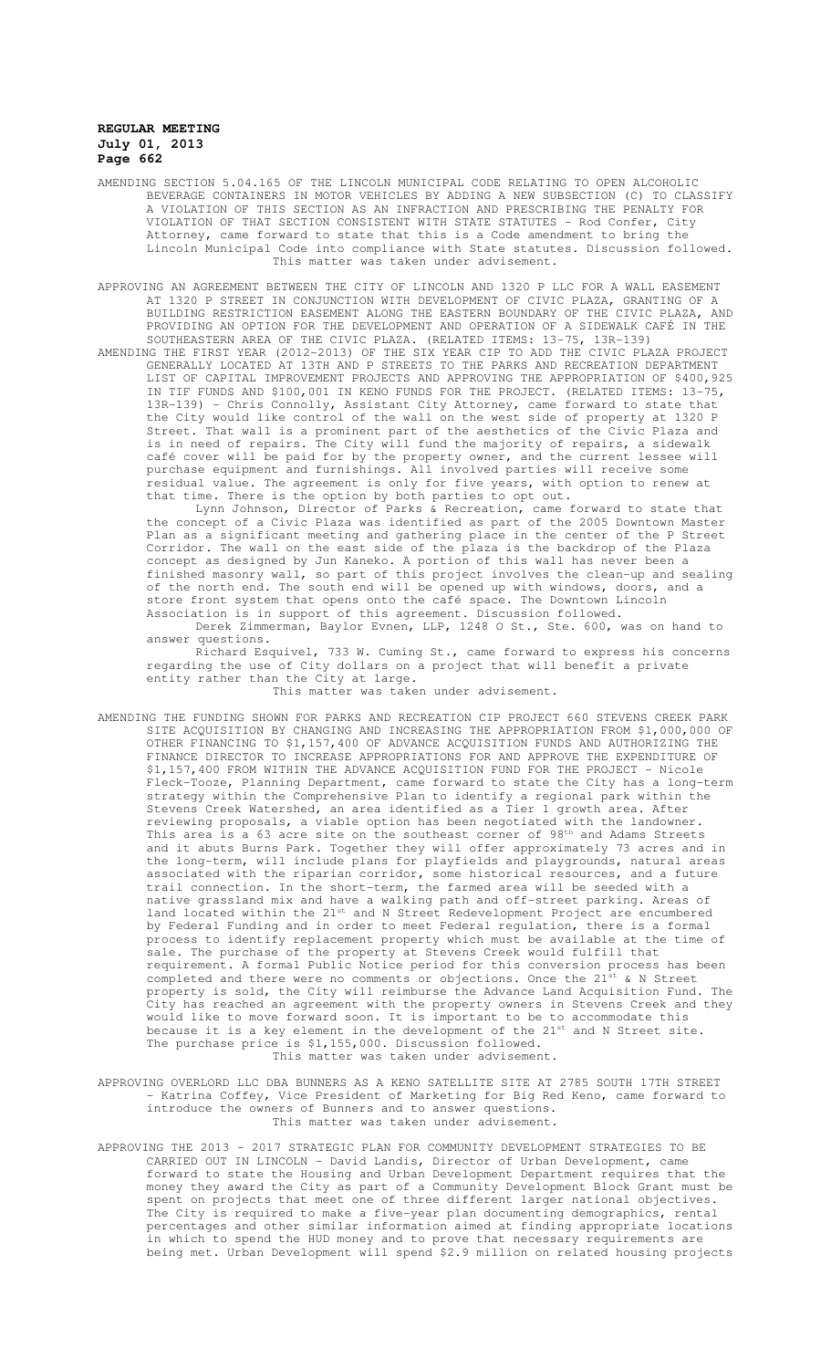AMENDING SECTION 5.04.165 OF THE LINCOLN MUNICIPAL CODE RELATING TO OPEN ALCOHOLIC BEVERAGE CONTAINERS IN MOTOR VEHICLES BY ADDING A NEW SUBSECTION (C) TO CLASSIFY A VIOLATION OF THIS SECTION AS AN INFRACTION AND PRESCRIBING THE PENALTY FOR VIOLATION OF THAT SECTION CONSISTENT WITH STATE STATUTES - Rod Confer, City Attorney, came forward to state that this is a Code amendment to bring the Lincoln Municipal Code into compliance with State statutes. Discussion followed.

This matter was taken under advisement.

APPROVING AN AGREEMENT BETWEEN THE CITY OF LINCOLN AND 1320 P LLC FOR A WALL EASEMENT AT 1320 P STREET IN CONJUNCTION WITH DEVELOPMENT OF CIVIC PLAZA, GRANTING OF A BUILDING RESTRICTION EASEMENT ALONG THE EASTERN BOUNDARY OF THE CIVIC PLAZA, AND PROVIDING AN OPTION FOR THE DEVELOPMENT AND OPERATION OF A SIDEWALK CAFÉ IN THE SOUTHEASTERN AREA OF THE CIVIC PLAZA. (RELATED ITEMS: 13-75, 13R-139)

AMENDING THE FIRST YEAR (2012-2013) OF THE SIX YEAR CIP TO ADD THE CIVIC PLAZA PROJECT GENERALLY LOCATED AT 13TH AND P STREETS TO THE PARKS AND RECREATION DEPARTMENT LIST OF CAPITAL IMPROVEMENT PROJECTS AND APPROVING THE APPROPRIATION OF $400,925 IN TIF FUNDS AND $100,001 IN KENO FUNDS FOR THE PROJECT. (RELATED ITEMS: 13-75, 13R-139) - Chris Connolly, Assistant City Attorney, came forward to state that the City would like control of the wall on the west side of property at 1320 P Street. That wall is a prominent part of the aesthetics of the Civic Plaza and is in need of repairs. The City will fund the majority of repairs, a sidewalk café cover will be paid for by the property owner, and the current lessee will purchase equipment and furnishings. All involved parties will receive some residual value. The agreement is only for five years, with option to renew at that time. There is the option by both parties to opt out.

Lynn Johnson, Director of Parks & Recreation, came forward to state that the concept of a Civic Plaza was identified as part of the 2005 Downtown Master Plan as a significant meeting and gathering place in the center of the P Street Corridor. The wall on the east side of the plaza is the backdrop of the Plaza concept as designed by Jun Kaneko. A portion of this wall has never been a finished masonry wall, so part of this project involves the clean-up and sealing of the north end. The south end will be opened up with windows, doors, and a store front system that opens onto the café space. The Downtown Lincoln Association is in support of this agreement. Discussion followed.

Derek Zimmerman, Baylor Evnen, LLP, 1248 O St., Ste. 600, was on hand to answer questions.

Richard Esquivel, 733 W. Cuming St., came forward to express his concerns regarding the use of City dollars on a project that will benefit a private entity rather than the City at large.

This matter was taken under advisement.

AMENDING THE FUNDING SHOWN FOR PARKS AND RECREATION CIP PROJECT 660 STEVENS CREEK PARK SITE ACQUISITION BY CHANGING AND INCREASING THE APPROPRIATION FROM $1,000,000 OF OTHER FINANCING TO $1,157,400 OF ADVANCE ACQUISITION FUNDS AND AUTHORIZING THE FINANCE DIRECTOR TO INCREASE APPROPRIATIONS FOR AND APPROVE THE EXPENDITURE OF $1,157,400 FROM WITHIN THE ADVANCE ACQUISITION FUND FOR THE PROJECT - Nicole Fleck-Tooze, Planning Department, came forward to state the City has a long-term strategy within the Comprehensive Plan to identify a regional park within the Stevens Creek Watershed, an area identified as a Tier 1 growth area. After reviewing proposals, a viable option has been negotiated with the landowner. This area is a 63 acre site on the southeast corner of 98th and Adams Streets and it abuts Burns Park. Together they will offer approximately 73 acres and in the long-term, will include plans for playfields and playgrounds, natural areas associated with the riparian corridor, some historical resources, and a future trail connection. In the short-term, the farmed area will be seeded with a native grassland mix and have a walking path and off-street parking. Areas of land located within the 21st and N Street Redevelopment Project are encumbered by Federal Funding and in order to meet Federal regulation, there is a formal process to identify replacement property which must be available at the time of sale. The purchase of the property at Stevens Creek would fulfill that requirement. A formal Public Notice period for this conversion process has been completed and there were no comments or objections. Once the 21st & N Street property is sold, the City will reimburse the Advance Land Acquisition Fund. The City has reached an agreement with the property owners in Stevens Creek and they would like to move forward soon. It is important to be to accommodate this because it is a key element in the development of the 21st and N Street site. The purchase price is $1,155,000. Discussion followed.

This matter was taken under advisement.

APPROVING OVERLORD LLC DBA BUNNERS AS A KENO SATELLITE SITE AT 2785 SOUTH 17TH STREET - Katrina Coffey, Vice President of Marketing for Big Red Keno, came forward to introduce the owners of Bunners and to answer questions.

This matter was taken under advisement.

APPROVING THE 2013 - 2017 STRATEGIC PLAN FOR COMMUNITY DEVELOPMENT STRATEGIES TO BE CARRIED OUT IN LINCOLN - David Landis, Director of Urban Development, came forward to state the Housing and Urban Development Department requires that the money they award the City as part of a Community Development Block Grant must be spent on projects that meet one of three different larger national objectives. The City is required to make a five-year plan documenting demographics, rental percentages and other similar information aimed at finding appropriate locations in which to spend the HUD money and to prove that necessary requirements are being met. Urban Development will spend $2.9 million on related housing projects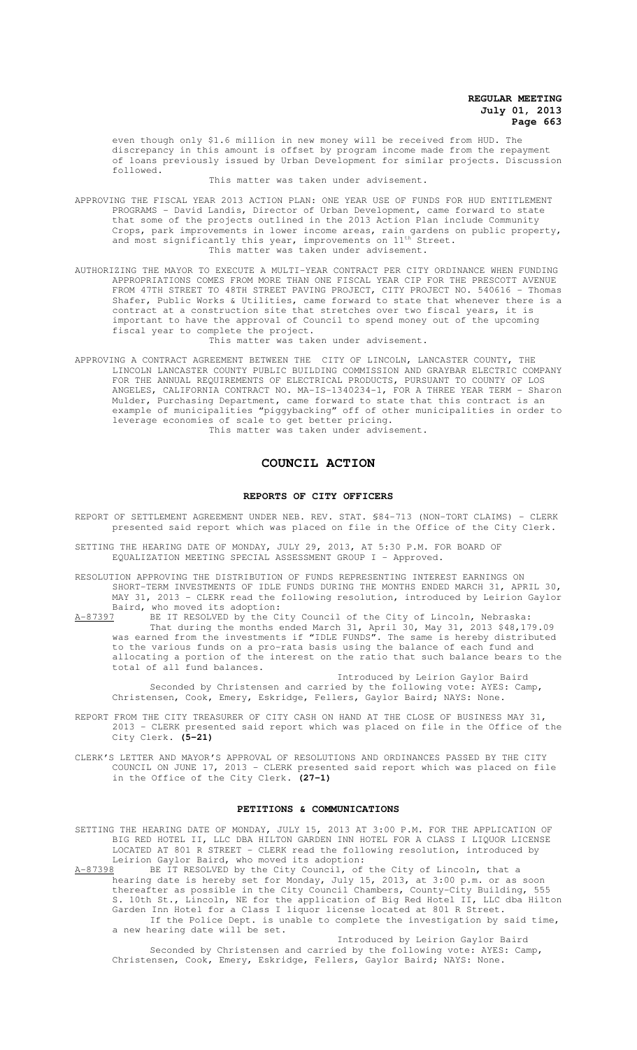even though only $1.6 million in new money will be received from HUD. The discrepancy in this amount is offset by program income made from the repayment of loans previously issued by Urban Development for similar projects. Discussion followed.

This matter was taken under advisement.

APPROVING THE FISCAL YEAR 2013 ACTION PLAN: ONE YEAR USE OF FUNDS FOR HUD ENTITLEMENT PROGRAMS - David Landis, Director of Urban Development, came forward to state that some of the projects outlined in the 2013 Action Plan include Community Crops, park improvements in lower income areas, rain gardens on public property, and most significantly this year, improvements on 11th Street.

This matter was taken under advisement.

AUTHORIZING THE MAYOR TO EXECUTE A MULTI-YEAR CONTRACT PER CITY ORDINANCE WHEN FUNDING APPROPRIATIONS COMES FROM MORE THAN ONE FISCAL YEAR CIP FOR THE PRESCOTT AVENUE FROM 47TH STREET TO 48TH STREET PAVING PROJECT, CITY PROJECT NO. 540616 - Thomas Shafer, Public Works & Utilities, came forward to state that whenever there is a contract at a construction site that stretches over two fiscal years, it is important to have the approval of Council to spend money out of the upcoming fiscal year to complete the project.

This matter was taken under advisement.

APPROVING A CONTRACT AGREEMENT BETWEEN THE CITY OF LINCOLN, LANCASTER COUNTY, THE LINCOLN LANCASTER COUNTY PUBLIC BUILDING COMMISSION AND GRAYBAR ELECTRIC COMPANY FOR THE ANNUAL REQUIREMENTS OF ELECTRICAL PRODUCTS, PURSUANT TO COUNTY OF LOS ANGELES, CALIFORNIA CONTRACT NO. MA-IS-1340234-1, FOR A THREE YEAR TERM - Sharon Mulder, Purchasing Department, came forward to state that this contract is an example of municipalities "piggybacking" off of other municipalities in order to leverage economies of scale to get better pricing.

This matter was taken under advisement.

# COUNCIL ACTION

## REPORTS OF CITY OFFICERS

REPORT OF SETTLEMENT AGREEMENT UNDER NEB. REV. STAT. §84-713 (NON-TORT CLAIMS) - CLERK presented said report which was placed on file in the Office of the City Clerk.

SETTING THE HEARING DATE OF MONDAY, JULY 29, 2013, AT 5:30 P.M. FOR BOARD OF EQUALIZATION MEETING SPECIAL ASSESSMENT GROUP I - Approved.

RESOLUTION APPROVING THE DISTRIBUTION OF FUNDS REPRESENTING INTEREST EARNINGS ON SHORT-TERM INVESTMENTS OF IDLE FUNDS DURING THE MONTHS ENDED MARCH 31, APRIL 30, MAY 31, 2013 - CLERK read the following resolution, introduced by Leirion Gaylor Baird, who moved its adoption:

A-87397 BE IT RESOLVED by the City Council of the City of Lincoln, Nebraska:
That during the months ended March 31, April 30, May 31, 2013 $48,179.09 was earned from the investments if "IDLE FUNDS". The same is hereby distributed to the various funds on a pro-rata basis using the balance of each fund and allocating a portion of the interest on the ratio that such balance bears to the total of all fund balances.

Introduced by Leirion Gaylor Baird

Seconded by Christensen and carried by the following vote: AYES: Camp, Christensen, Cook, Emery, Eskridge, Fellers, Gaylor Baird; NAYS: None.

REPORT FROM THE CITY TREASURER OF CITY CASH ON HAND AT THE CLOSE OF BUSINESS MAY 31, 2013 - CLERK presented said report which was placed on file in the Office of the City Clerk. **(5-21)**

CLERK'S LETTER AND MAYOR'S APPROVAL OF RESOLUTIONS AND ORDINANCES PASSED BY THE CITY COUNCIL ON JUNE 17, 2013 - CLERK presented said report which was placed on file in the Office of the City Clerk. **(27-1)**

## PETITIONS & COMMUNICATIONS

SETTING THE HEARING DATE OF MONDAY, JULY 15, 2013 AT 3:00 P.M. FOR THE APPLICATION OF BIG RED HOTEL II, LLC DBA HILTON GARDEN INN HOTEL FOR A CLASS I LIQUOR LICENSE LOCATED AT 801 R STREET - CLERK read the following resolution, introduced by Leirion Gaylor Baird, who moved its adoption:

A-87398 BE IT RESOLVED by the City Council, of the City of Lincoln, that a hearing date is hereby set for Monday, July 15, 2013, at 3:00 p.m. or as soon thereafter as possible in the City Council Chambers, County-City Building, 555 S. 10th St., Lincoln, NE for the application of Big Red Hotel II, LLC dba Hilton Garden Inn Hotel for a Class I liquor license located at 801 R Street.
If the Police Dept. is unable to complete the investigation by said time, a new hearing date will be set.

Introduced by Leirion Gaylor Baird

Seconded by Christensen and carried by the following vote: AYES: Camp, Christensen, Cook, Emery, Eskridge, Fellers, Gaylor Baird; NAYS: None.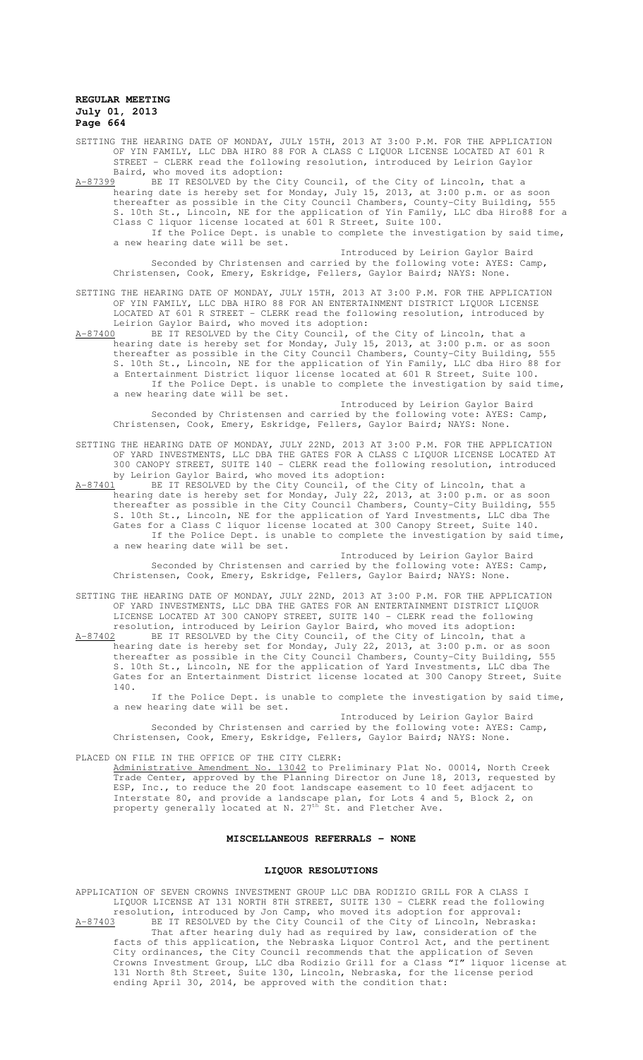SETTING THE HEARING DATE OF MONDAY, JULY 15TH, 2013 AT 3:00 P.M. FOR THE APPLICATION OF YIN FAMILY, LLC DBA HIRO 88 FOR A CLASS C LIQUOR LICENSE LOCATED AT 601 R STREET - CLERK read the following resolution, introduced by Leirion Gaylor Baird, who moved its adoption:

A-87399 BE IT RESOLVED by the City Council, of the City of Lincoln, that a hearing date is hereby set for Monday, July 15, 2013, at 3:00 p.m. or as soon thereafter as possible in the City Council Chambers, County-City Building, 555 S. 10th St., Lincoln, NE for the application of Yin Family, LLC dba Hiro88 for a Class C liquor license located at 601 R Street, Suite 100.

If the Police Dept. is unable to complete the investigation by said time, a new hearing date will be set.

Introduced by Leirion Gaylor Baird

Seconded by Christensen and carried by the following vote: AYES: Camp, Christensen, Cook, Emery, Eskridge, Fellers, Gaylor Baird; NAYS: None.

SETTING THE HEARING DATE OF MONDAY, JULY 15TH, 2013 AT 3:00 P.M. FOR THE APPLICATION OF YIN FAMILY, LLC DBA HIRO 88 FOR AN ENTERTAINMENT DISTRICT LIQUOR LICENSE LOCATED AT 601 R STREET - CLERK read the following resolution, introduced by Leirion Gaylor Baird, who moved its adoption:

A-87400 BE IT RESOLVED by the City Council, of the City of Lincoln, that a hearing date is hereby set for Monday, July 15, 2013, at 3:00 p.m. or as soon thereafter as possible in the City Council Chambers, County-City Building, 555 S. 10th St., Lincoln, NE for the application of Yin Family, LLC dba Hiro 88 for a Entertainment District liquor license located at 601 R Street, Suite 100.

If the Police Dept. is unable to complete the investigation by said time, a new hearing date will be set.

Introduced by Leirion Gaylor Baird

Seconded by Christensen and carried by the following vote: AYES: Camp, Christensen, Cook, Emery, Eskridge, Fellers, Gaylor Baird; NAYS: None.

SETTING THE HEARING DATE OF MONDAY, JULY 22ND, 2013 AT 3:00 P.M. FOR THE APPLICATION OF YARD INVESTMENTS, LLC DBA THE GATES FOR A CLASS C LIQUOR LICENSE LOCATED AT 300 CANOPY STREET, SUITE 140 - CLERK read the following resolution, introduced by Leirion Gaylor Baird, who moved its adoption:

A-87401 BE IT RESOLVED by the City Council, of the City of Lincoln, that a hearing date is hereby set for Monday, July 22, 2013, at 3:00 p.m. or as soon thereafter as possible in the City Council Chambers, County-City Building, 555 S. 10th St., Lincoln, NE for the application of Yard Investments, LLC dba The Gates for a Class C liquor license located at 300 Canopy Street, Suite 140.

If the Police Dept. is unable to complete the investigation by said time, a new hearing date will be set.

Introduced by Leirion Gaylor Baird

Seconded by Christensen and carried by the following vote: AYES: Camp, Christensen, Cook, Emery, Eskridge, Fellers, Gaylor Baird; NAYS: None.

SETTING THE HEARING DATE OF MONDAY, JULY 22ND, 2013 AT 3:00 P.M. FOR THE APPLICATION OF YARD INVESTMENTS, LLC DBA THE GATES FOR AN ENTERTAINMENT DISTRICT LIQUOR LICENSE LOCATED AT 300 CANOPY STREET, SUITE 140 - CLERK read the following resolution, introduced by Leirion Gaylor Baird, who moved its adoption:

A-87402 BE IT RESOLVED by the City Council, of the City of Lincoln, that a hearing date is hereby set for Monday, July 22, 2013, at 3:00 p.m. or as soon thereafter as possible in the City Council Chambers, County-City Building, 555 S. 10th St., Lincoln, NE for the application of Yard Investments, LLC dba The Gates for an Entertainment District license located at 300 Canopy Street, Suite 140.

If the Police Dept. is unable to complete the investigation by said time, a new hearing date will be set.

Introduced by Leirion Gaylor Baird

Seconded by Christensen and carried by the following vote: AYES: Camp, Christensen, Cook, Emery, Eskridge, Fellers, Gaylor Baird; NAYS: None.

PLACED ON FILE IN THE OFFICE OF THE CITY CLERK:

Administrative Amendment No. 13042 to Preliminary Plat No. 00014, North Creek Trade Center, approved by the Planning Director on June 18, 2013, requested by ESP, Inc., to reduce the 20 foot landscape easement to 10 feet adjacent to Interstate 80, and provide a landscape plan, for Lots 4 and 5, Block 2, on property generally located at N. 27th St. and Fletcher Ave.

## MISCELLANEOUS REFERRALS - NONE

## LIQUOR RESOLUTIONS

APPLICATION OF SEVEN CROWNS INVESTMENT GROUP LLC DBA RODIZIO GRILL FOR A CLASS I LIQUOR LICENSE AT 131 NORTH 8TH STREET, SUITE 130 - CLERK read the following resolution, introduced by Jon Camp, who moved its adoption for approval:

A-87403 BE IT RESOLVED by the City Council of the City of Lincoln, Nebraska:

That after hearing duly had as required by law, consideration of the facts of this application, the Nebraska Liquor Control Act, and the pertinent City ordinances, the City Council recommends that the application of Seven Crowns Investment Group, LLC dba Rodizio Grill for a Class "I" liquor license at 131 North 8th Street, Suite 130, Lincoln, Nebraska, for the license period ending April 30, 2014, be approved with the condition that: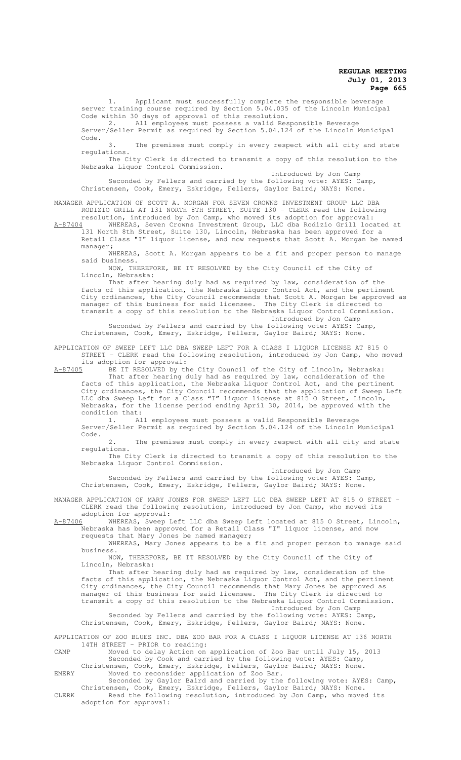1. Applicant must successfully complete the responsible beverage server training course required by Section 5.04.035 of the Lincoln Municipal Code within 30 days of approval of this resolution.

2. All employees must possess a valid Responsible Beverage Server/Seller Permit as required by Section 5.04.124 of the Lincoln Municipal Code.

3. The premises must comply in every respect with all city and state regulations.

The City Clerk is directed to transmit a copy of this resolution to the Nebraska Liquor Control Commission.

Introduced by Jon Camp

Seconded by Fellers and carried by the following vote: AYES: Camp, Christensen, Cook, Emery, Eskridge, Fellers, Gaylor Baird; NAYS: None.

MANAGER APPLICATION OF SCOTT A. MORGAN FOR SEVEN CROWNS INVESTMENT GROUP LLC DBA RODIZIO GRILL AT 131 NORTH 8TH STREET, SUITE 130 - CLERK read the following resolution, introduced by Jon Camp, who moved its adoption for approval:

A-87404 WHEREAS, Seven Crowns Investment Group, LLC dba Rodizio Grill located at 131 North 8th Street, Suite 130, Lincoln, Nebraska has been approved for a Retail Class "I" liquor license, and now requests that Scott A. Morgan be named manager;

WHEREAS, Scott A. Morgan appears to be a fit and proper person to manage said business.

NOW, THEREFORE, BE IT RESOLVED by the City Council of the City of Lincoln, Nebraska:

That after hearing duly had as required by law, consideration of the facts of this application, the Nebraska Liquor Control Act, and the pertinent City ordinances, the City Council recommends that Scott A. Morgan be approved as manager of this business for said licensee. The City Clerk is directed to transmit a copy of this resolution to the Nebraska Liquor Control Commission.

Introduced by Jon Camp

Seconded by Fellers and carried by the following vote: AYES: Camp, Christensen, Cook, Emery, Eskridge, Fellers, Gaylor Baird; NAYS: None.

APPLICATION OF SWEEP LEFT LLC DBA SWEEP LEFT FOR A CLASS I LIQUOR LICENSE AT 815 O STREET - CLERK read the following resolution, introduced by Jon Camp, who moved its adoption for approval:

A-87405 BE IT RESOLVED by the City Council of the City of Lincoln, Nebraska:

That after hearing duly had as required by law, consideration of the facts of this application, the Nebraska Liquor Control Act, and the pertinent City ordinances, the City Council recommends that the application of Sweep Left LLC dba Sweep Left for a Class "I" liquor license at 815 O Street, Lincoln, Nebraska, for the license period ending April 30, 2014, be approved with the condition that:

1. All employees must possess a valid Responsible Beverage Server/Seller Permit as required by Section 5.04.124 of the Lincoln Municipal Code.

2. The premises must comply in every respect with all city and state regulations.

The City Clerk is directed to transmit a copy of this resolution to the Nebraska Liquor Control Commission.

Introduced by Jon Camp

Seconded by Fellers and carried by the following vote: AYES: Camp, Christensen, Cook, Emery, Eskridge, Fellers, Gaylor Baird; NAYS: None.

MANAGER APPLICATION OF MARY JONES FOR SWEEP LEFT LLC DBA SWEEP LEFT AT 815 O STREET - CLERK read the following resolution, introduced by Jon Camp, who moved its adoption for approval:

A-87406 WHEREAS, Sweep Left LLC dba Sweep Left located at 815 O Street, Lincoln, Nebraska has been approved for a Retail Class "I" liquor license, and now requests that Mary Jones be named manager;

WHEREAS, Mary Jones appears to be a fit and proper person to manage said business.

NOW, THEREFORE, BE IT RESOLVED by the City Council of the City of Lincoln, Nebraska:

That after hearing duly had as required by law, consideration of the facts of this application, the Nebraska Liquor Control Act, and the pertinent City ordinances, the City Council recommends that Mary Jones be approved as manager of this business for said licensee. The City Clerk is directed to transmit a copy of this resolution to the Nebraska Liquor Control Commission.

Introduced by Jon Camp

Seconded by Fellers and carried by the following vote: AYES: Camp, Christensen, Cook, Emery, Eskridge, Fellers, Gaylor Baird; NAYS: None.

APPLICATION OF ZOO BLUES INC. DBA ZOO BAR FOR A CLASS I LIQUOR LICENSE AT 136 NORTH 14TH STREET - PRIOR to reading:

CAMP Moved to delay Action on application of Zoo Bar until July 15, 2013
Seconded by Cook and carried by the following vote: AYES: Camp, Christensen, Cook, Emery, Eskridge, Fellers, Gaylor Baird; NAYS: None.

EMERY Moved to reconsider application of Zoo Bar.
Seconded by Gaylor Baird and carried by the following vote: AYES: Camp, Christensen, Cook, Emery, Eskridge, Fellers, Gaylor Baird; NAYS: None.

CLERK Read the following resolution, introduced by Jon Camp, who moved its adoption for approval: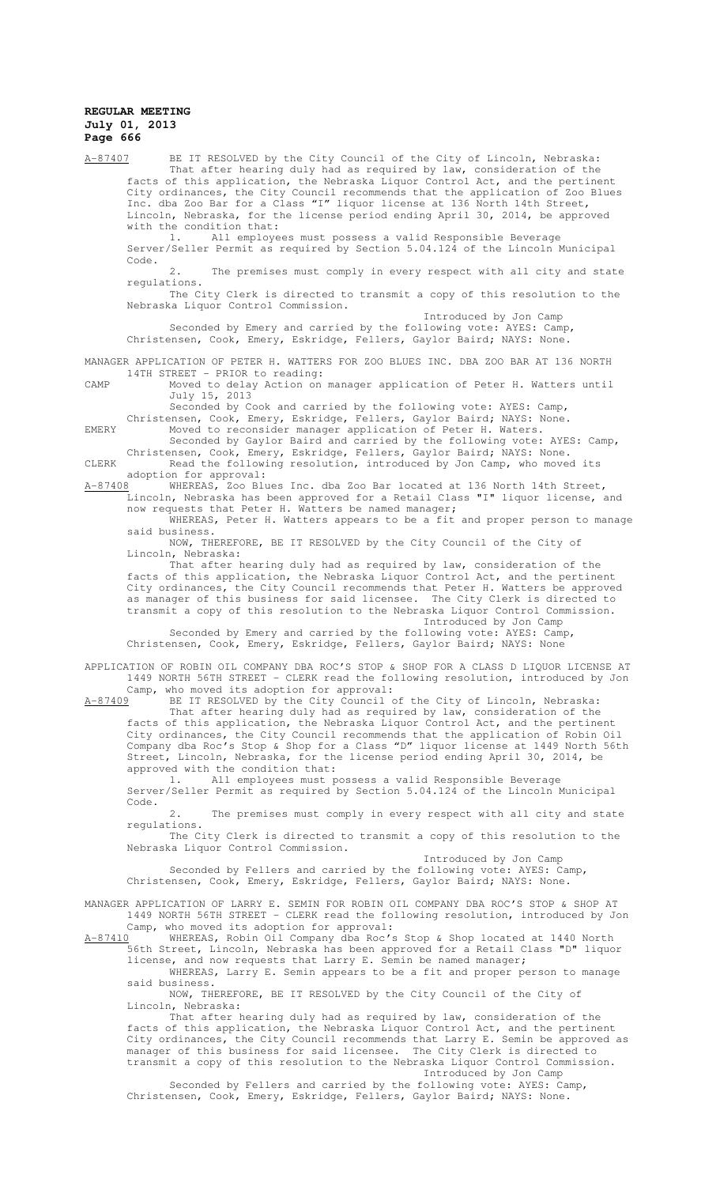A-87407 BE IT RESOLVED by the City Council of the City of Lincoln, Nebraska:

That after hearing duly had as required by law, consideration of the facts of this application, the Nebraska Liquor Control Act, and the pertinent City ordinances, the City Council recommends that the application of Zoo Blues Inc. dba Zoo Bar for a Class "I" liquor license at 136 North 14th Street, Lincoln, Nebraska, for the license period ending April 30, 2014, be approved with the condition that:

1. All employees must possess a valid Responsible Beverage Server/Seller Permit as required by Section 5.04.124 of the Lincoln Municipal Code.

2. The premises must comply in every respect with all city and state regulations.

The City Clerk is directed to transmit a copy of this resolution to the Nebraska Liquor Control Commission.

Introduced by Jon Camp

Seconded by Emery and carried by the following vote: AYES: Camp, Christensen, Cook, Emery, Eskridge, Fellers, Gaylor Baird; NAYS: None.

MANAGER APPLICATION OF PETER H. WATTERS FOR ZOO BLUES INC. DBA ZOO BAR AT 136 NORTH 14TH STREET - PRIOR to reading:

CAMP Moved to delay Action on manager application of Peter H. Watters until July 15, 2013

Seconded by Cook and carried by the following vote: AYES: Camp, Christensen, Cook, Emery, Eskridge, Fellers, Gaylor Baird; NAYS: None.

EMERY Moved to reconsider manager application of Peter H. Waters.

Seconded by Gaylor Baird and carried by the following vote: AYES: Camp, Christensen, Cook, Emery, Eskridge, Fellers, Gaylor Baird; NAYS: None.

CLERK Read the following resolution, introduced by Jon Camp, who moved its adoption for approval:

A-87408 WHEREAS, Zoo Blues Inc. dba Zoo Bar located at 136 North 14th Street, Lincoln, Nebraska has been approved for a Retail Class "I" liquor license, and now requests that Peter H. Watters be named manager;

WHEREAS, Peter H. Watters appears to be a fit and proper person to manage said business.

NOW, THEREFORE, BE IT RESOLVED by the City Council of the City of Lincoln, Nebraska:

That after hearing duly had as required by law, consideration of the facts of this application, the Nebraska Liquor Control Act, and the pertinent City ordinances, the City Council recommends that Peter H. Watters be approved as manager of this business for said licensee. The City Clerk is directed to transmit a copy of this resolution to the Nebraska Liquor Control Commission.

Introduced by Jon Camp

Seconded by Emery and carried by the following vote: AYES: Camp, Christensen, Cook, Emery, Eskridge, Fellers, Gaylor Baird; NAYS: None

APPLICATION OF ROBIN OIL COMPANY DBA ROC'S STOP & SHOP FOR A CLASS D LIQUOR LICENSE AT 1449 NORTH 56TH STREET - CLERK read the following resolution, introduced by Jon Camp, who moved its adoption for approval:

A-87409 BE IT RESOLVED by the City Council of the City of Lincoln, Nebraska:

That after hearing duly had as required by law, consideration of the facts of this application, the Nebraska Liquor Control Act, and the pertinent City ordinances, the City Council recommends that the application of Robin Oil Company dba Roc's Stop & Shop for a Class "D" liquor license at 1449 North 56th Street, Lincoln, Nebraska, for the license period ending April 30, 2014, be approved with the condition that:

1. All employees must possess a valid Responsible Beverage Server/Seller Permit as required by Section 5.04.124 of the Lincoln Municipal Code.

2. The premises must comply in every respect with all city and state regulations.

The City Clerk is directed to transmit a copy of this resolution to the Nebraska Liquor Control Commission.

Introduced by Jon Camp

Seconded by Fellers and carried by the following vote: AYES: Camp, Christensen, Cook, Emery, Eskridge, Fellers, Gaylor Baird; NAYS: None.

MANAGER APPLICATION OF LARRY E. SEMIN FOR ROBIN OIL COMPANY DBA ROC'S STOP & SHOP AT 1449 NORTH 56TH STREET - CLERK read the following resolution, introduced by Jon Camp, who moved its adoption for approval:

A-87410 WHEREAS, Robin Oil Company dba Roc's Stop & Shop located at 1440 North 56th Street, Lincoln, Nebraska has been approved for a Retail Class "D" liquor license, and now requests that Larry E. Semin be named manager;

WHEREAS, Larry E. Semin appears to be a fit and proper person to manage said business.

NOW, THEREFORE, BE IT RESOLVED by the City Council of the City of Lincoln, Nebraska:

That after hearing duly had as required by law, consideration of the facts of this application, the Nebraska Liquor Control Act, and the pertinent City ordinances, the City Council recommends that Larry E. Semin be approved as manager of this business for said licensee. The City Clerk is directed to transmit a copy of this resolution to the Nebraska Liquor Control Commission.

Introduced by Jon Camp

Seconded by Fellers and carried by the following vote: AYES: Camp, Christensen, Cook, Emery, Eskridge, Fellers, Gaylor Baird; NAYS: None.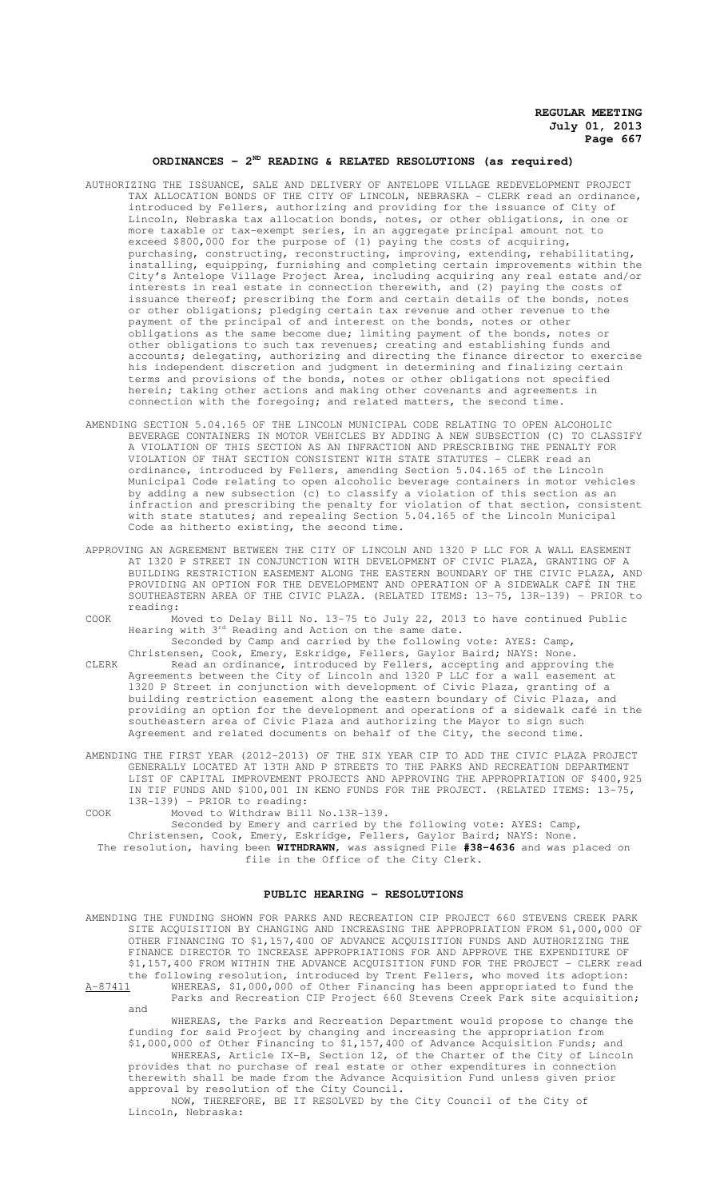## ORDINANCES - 2ND READING & RELATED RESOLUTIONS (as required)

AUTHORIZING THE ISSUANCE, SALE AND DELIVERY OF ANTELOPE VILLAGE REDEVELOPMENT PROJECT TAX ALLOCATION BONDS OF THE CITY OF LINCOLN, NEBRASKA - CLERK read an ordinance, introduced by Fellers, authorizing and providing for the issuance of City of Lincoln, Nebraska tax allocation bonds, notes, or other obligations, in one or more taxable or tax-exempt series, in an aggregate principal amount not to exceed $800,000 for the purpose of (1) paying the costs of acquiring, purchasing, constructing, reconstructing, improving, extending, rehabilitating, installing, equipping, furnishing and completing certain improvements within the City's Antelope Village Project Area, including acquiring any real estate and/or interests in real estate in connection therewith, and (2) paying the costs of issuance thereof; prescribing the form and certain details of the bonds, notes or other obligations; pledging certain tax revenue and other revenue to the payment of the principal of and interest on the bonds, notes or other obligations as the same become due; limiting payment of the bonds, notes or other obligations to such tax revenues; creating and establishing funds and accounts; delegating, authorizing and directing the finance director to exercise his independent discretion and judgment in determining and finalizing certain terms and provisions of the bonds, notes or other obligations not specified herein; taking other actions and making other covenants and agreements in connection with the foregoing; and related matters, the second time.

AMENDING SECTION 5.04.165 OF THE LINCOLN MUNICIPAL CODE RELATING TO OPEN ALCOHOLIC BEVERAGE CONTAINERS IN MOTOR VEHICLES BY ADDING A NEW SUBSECTION (C) TO CLASSIFY A VIOLATION OF THIS SECTION AS AN INFRACTION AND PRESCRIBING THE PENALTY FOR VIOLATION OF THAT SECTION CONSISTENT WITH STATE STATUTES - CLERK read an ordinance, introduced by Fellers, amending Section 5.04.165 of the Lincoln Municipal Code relating to open alcoholic beverage containers in motor vehicles by adding a new subsection (c) to classify a violation of this section as an infraction and prescribing the penalty for violation of that section, consistent with state statutes; and repealing Section 5.04.165 of the Lincoln Municipal Code as hitherto existing, the second time.

APPROVING AN AGREEMENT BETWEEN THE CITY OF LINCOLN AND 1320 P LLC FOR A WALL EASEMENT AT 1320 P STREET IN CONJUNCTION WITH DEVELOPMENT OF CIVIC PLAZA, GRANTING OF A BUILDING RESTRICTION EASEMENT ALONG THE EASTERN BOUNDARY OF THE CIVIC PLAZA, AND PROVIDING AN OPTION FOR THE DEVELOPMENT AND OPERATION OF A SIDEWALK CAFÉ IN THE SOUTHEASTERN AREA OF THE CIVIC PLAZA. (RELATED ITEMS: 13-75, 13R-139) - PRIOR to reading:

COOK Moved to Delay Bill No. 13-75 to July 22, 2013 to have continued Public Hearing with 3rd Reading and Action on the same date.
Seconded by Camp and carried by the following vote: AYES: Camp, Christensen, Cook, Emery, Eskridge, Fellers, Gaylor Baird; NAYS: None.

CLERK Read an ordinance, introduced by Fellers, accepting and approving the Agreements between the City of Lincoln and 1320 P LLC for a wall easement at 1320 P Street in conjunction with development of Civic Plaza, granting of a building restriction easement along the eastern boundary of Civic Plaza, and providing an option for the development and operations of a sidewalk café in the southeastern area of Civic Plaza and authorizing the Mayor to sign such Agreement and related documents on behalf of the City, the second time.

AMENDING THE FIRST YEAR (2012-2013) OF THE SIX YEAR CIP TO ADD THE CIVIC PLAZA PROJECT GENERALLY LOCATED AT 13TH AND P STREETS TO THE PARKS AND RECREATION DEPARTMENT LIST OF CAPITAL IMPROVEMENT PROJECTS AND APPROVING THE APPROPRIATION OF $400,925 IN TIF FUNDS AND $100,001 IN KENO FUNDS FOR THE PROJECT. (RELATED ITEMS: 13-75, 13R-139) - PRIOR to reading:

COOK Moved to Withdraw Bill No.13R-139.
Seconded by Emery and carried by the following vote: AYES: Camp, Christensen, Cook, Emery, Eskridge, Fellers, Gaylor Baird; NAYS: None.

The resolution, having been **WITHDRAWN**, was assigned File **#38-4636** and was placed on file in the Office of the City Clerk.

## PUBLIC HEARING - RESOLUTIONS

AMENDING THE FUNDING SHOWN FOR PARKS AND RECREATION CIP PROJECT 660 STEVENS CREEK PARK SITE ACQUISITION BY CHANGING AND INCREASING THE APPROPRIATION FROM $1,000,000 OF OTHER FINANCING TO $1,157,400 OF ADVANCE ACQUISITION FUNDS AND AUTHORIZING THE FINANCE DIRECTOR TO INCREASE APPROPRIATIONS FOR AND APPROVE THE EXPENDITURE OF $1,157,400 FROM WITHIN THE ADVANCE ACQUISITION FUND FOR THE PROJECT - CLERK read the following resolution, introduced by Trent Fellers, who moved its adoption:

A-87411 WHEREAS, $1,000,000 of Other Financing has been appropriated to fund the Parks and Recreation CIP Project 660 Stevens Creek Park site acquisition; and

WHEREAS, the Parks and Recreation Department would propose to change the funding for said Project by changing and increasing the appropriation from $1,000,000 of Other Financing to $1,157,400 of Advance Acquisition Funds; and

WHEREAS, Article IX-B, Section 12, of the Charter of the City of Lincoln provides that no purchase of real estate or other expenditures in connection therewith shall be made from the Advance Acquisition Fund unless given prior approval by resolution of the City Council.

NOW, THEREFORE, BE IT RESOLVED by the City Council of the City of Lincoln, Nebraska: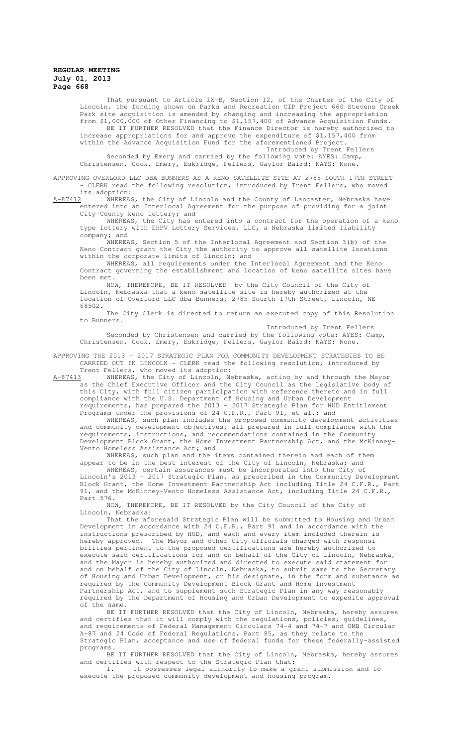That pursuant to Article IX-B, Section 12, of the Charter of the City of Lincoln, the funding shown on Parks and Recreation CIP Project 660 Stevens Creek Park site acquisition is amended by changing and increasing the appropriation from $1,000,000 of Other Financing to $1,157,400 of Advance Acquisition Funds.

BE IT FURTHER RESOLVED that the Finance Director is hereby authorized to increase appropriations for and approve the expenditure of $1,157,400 from within the Advance Acquisition Fund for the aforementioned Project.

Introduced by Trent Fellers

Seconded by Emery and carried by the following vote: AYES: Camp, Christensen, Cook, Emery, Eskridge, Fellers, Gaylor Baird; NAYS: None.

APPROVING OVERLORD LLC DBA BUNNERS AS A KENO SATELLITE SITE AT 2785 SOUTH 17TH STREET - CLERK read the following resolution, introduced by Trent Fellers, who moved its adoption:

A-87412 WHEREAS, the City of Lincoln and the County of Lancaster, Nebraska have entered into an Interlocal Agreement for the purpose of providing for a joint City-County keno lottery; and

WHEREAS, the City has entered into a contract for the operation of a keno type lottery with EHPV Lottery Services, LLC, a Nebraska limited liability company; and

WHEREAS, Section 5 of the Interlocal Agreement and Section 3(b) of the Keno Contract grant the City the authority to approve all satellite locations within the corporate limits of Lincoln; and

WHEREAS, all requirements under the Interlocal Agreement and the Keno Contract governing the establishment and location of keno satellite sites have been met.

NOW, THEREFORE, BE IT RESOLVED by the City Council of the City of Lincoln, Nebraska that a keno satellite site is hereby authorized at the location of Overlord LLC dba Bunners, 2785 Sourth 17th Street, Lincoln, NE 68502.

The City Clerk is directed to return an executed copy of this Resolution to Bunners.

Introduced by Trent Fellers

Seconded by Christensen and carried by the following vote: AYES: Camp, Christensen, Cook, Emery, Eskridge, Fellers, Gaylor Baird; NAYS: None.

APPROVING THE 2013 - 2017 STRATEGIC PLAN FOR COMMUNITY DEVELOPMENT STRATEGIES TO BE CARRIED OUT IN LINCOLN - CLERK read the following resolution, introduced by Trent Fellers, who moved its adoption:

A-87413 WHEREAS, the City of Lincoln, Nebraska, acting by and through the Mayor as the Chief Executive Officer and the City Council as the Legislative body of this City, with full citizen participation with reference thereto and in full compliance with the U.S. Department of Housing and Urban Development requirements, has prepared the 2013 - 2017 Strategic Plan for HUD Entitlement Programs under the provisions of 24 C.F.R., Part 91, et al.; and

WHEREAS, such plan includes the proposed community development activities and community development objectives, all prepared in full compliance with the requirements, instructions, and recommendations contained in the Community Development Block Grant, the Home Investment Partnership Act, and the McKinney-Vento Homeless Assistance Act; and

WHEREAS, such plan and the items contained therein and each of them appear to be in the best interest of the City of Lincoln, Nebraska; and

WHEREAS, certain assurances must be incorporated into the City of Lincoln's 2013 - 2017 Strategic Plan, as prescribed in the Community Development Block Grant, the Home Investment Partnership Act including Title 24 C.F.R., Part 91, and the McKinney-Vento Homeless Assistance Act, including Title 24 C.F.R., Part 576.

NOW, THEREFORE, BE IT RESOLVED by the City Council of the City of Lincoln, Nebraska:

That the aforesaid Strategic Plan will be submitted to Housing and Urban Development in accordance with 24 C.F.R., Part 91 and in accordance with the instructions prescribed by HUD, and each and every item included therein is hereby approved. The Mayor and other City officials charged with responsibilities pertinent to the proposed certifications are hereby authorized to execute said certifications for and on behalf of the City of Lincoln, Nebraska, and the Mayor is hereby authorized and directed to execute said statement for and on behalf of the City of Lincoln, Nebraska, to submit same to the Secretary of Housing and Urban Development, or his designate, in the form and substance as required by the Community Development Block Grant and Home Investment Partnership Act, and to supplement such Strategic Plan in any way reasonably required by the Department of Housing and Urban Development to expedite approval of the same.

BE IT FURTHER RESOLVED that the City of Lincoln, Nebraska, hereby assures and certifies that it will comply with the regulations, policies, guidelines, and requirements of Federal Management Circulars 74-4 and 74-7 and OMB Circular A-87 and 24 Code of Federal Regulations, Part 85, as they relate to the Strategic Plan, acceptance and use of federal funds for these federally-assisted programs.

BE IT FURTHER RESOLVED that the City of Lincoln, Nebraska, hereby assures and certifies with respect to the Strategic Plan that:

1. It possesses legal authority to make a grant submission and to execute the proposed community development and housing program.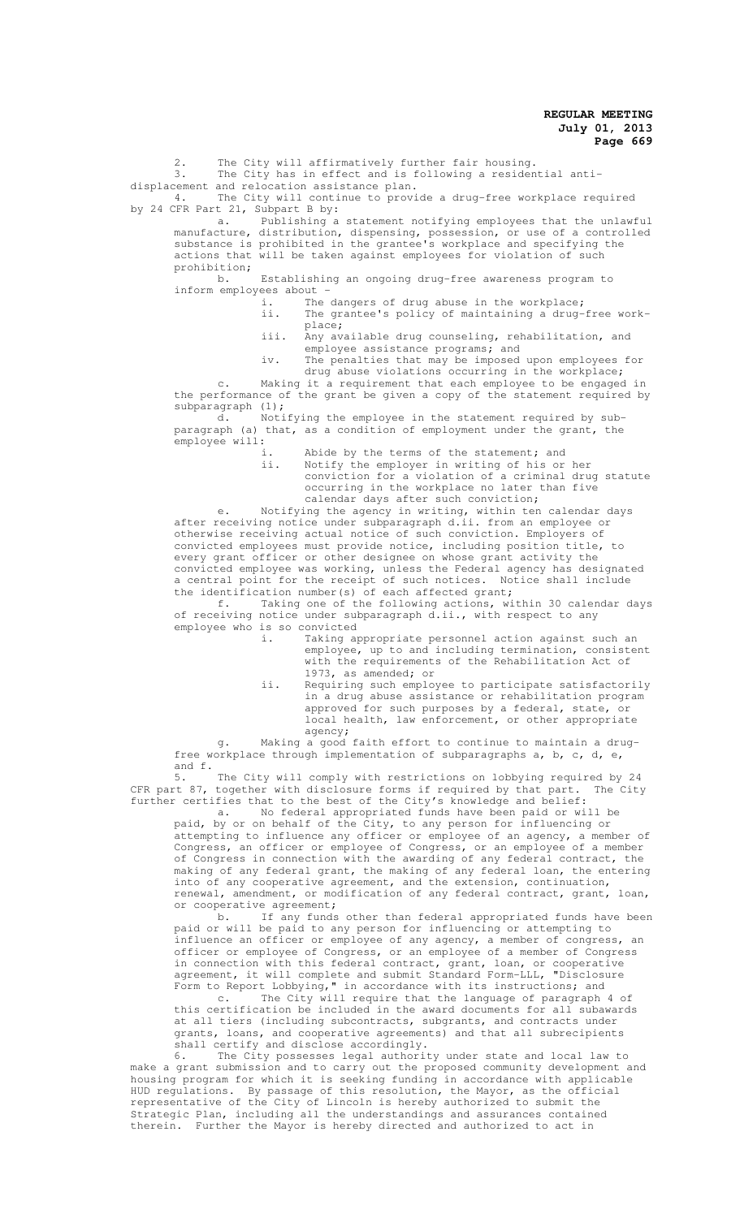2. The City will affirmatively further fair housing.

3. The City has in effect and is following a residential anti-displacement and relocation assistance plan.

4. The City will continue to provide a drug-free workplace required by 24 CFR Part 21, Subpart B by:

   a. Publishing a statement notifying employees that the unlawful manufacture, distribution, dispensing, possession, or use of a controlled substance is prohibited in the grantee's workplace and specifying the actions that will be taken against employees for violation of such prohibition;

   b. Establishing an ongoing drug-free awareness program to inform employees about -

      i. The dangers of drug abuse in the workplace;
      ii. The grantee's policy of maintaining a drug-free work-place;
      iii. Any available drug counseling, rehabilitation, and employee assistance programs; and
      iv. The penalties that may be imposed upon employees for drug abuse violations occurring in the workplace;

   c. Making it a requirement that each employee to be engaged in the performance of the grant be given a copy of the statement required by subparagraph (1);

   d. Notifying the employee in the statement required by sub-paragraph (a) that, as a condition of employment under the grant, the employee will:

      i. Abide by the terms of the statement; and
      ii. Notify the employer in writing of his or her conviction for a violation of a criminal drug statute occurring in the workplace no later than five calendar days after such conviction;

   e. Notifying the agency in writing, within ten calendar days after receiving notice under subparagraph d.ii. from an employee or otherwise receiving actual notice of such conviction. Employers of convicted employees must provide notice, including position title, to every grant officer or other designee on whose grant activity the convicted employee was working, unless the Federal agency has designated a central point for the receipt of such notices. Notice shall include the identification number(s) of each affected grant;

   f. Taking one of the following actions, within 30 calendar days of receiving notice under subparagraph d.ii., with respect to any employee who is so convicted

      i. Taking appropriate personnel action against such an employee, up to and including termination, consistent with the requirements of the Rehabilitation Act of 1973, as amended; or
      ii. Requiring such employee to participate satisfactorily in a drug abuse assistance or rehabilitation program approved for such purposes by a federal, state, or local health, law enforcement, or other appropriate agency;

   g. Making a good faith effort to continue to maintain a drug-free workplace through implementation of subparagraphs a, b, c, d, e, and f.

5. The City will comply with restrictions on lobbying required by 24 CFR part 87, together with disclosure forms if required by that part. The City further certifies that to the best of the City's knowledge and belief:

   a. No federal appropriated funds have been paid or will be paid, by or on behalf of the City, to any person for influencing or attempting to influence any officer or employee of an agency, a member of Congress, an officer or employee of Congress, or an employee of a member of Congress in connection with the awarding of any federal contract, the making of any federal grant, the making of any federal loan, the entering into of any cooperative agreement, and the extension, continuation, renewal, amendment, or modification of any federal contract, grant, loan, or cooperative agreement;

   b. If any funds other than federal appropriated funds have been paid or will be paid to any person for influencing or attempting to influence an officer or employee of any agency, a member of congress, an officer or employee of Congress, or an employee of a member of Congress in connection with this federal contract, grant, loan, or cooperative agreement, it will complete and submit Standard Form-LLL, "Disclosure Form to Report Lobbying," in accordance with its instructions; and

   c. The City will require that the language of paragraph 4 of this certification be included in the award documents for all subawards at all tiers (including subcontracts, subgrants, and contracts under grants, loans, and cooperative agreements) and that all subrecipients shall certify and disclose accordingly.

6. The City possesses legal authority under state and local law to make a grant submission and to carry out the proposed community development and housing program for which it is seeking funding in accordance with applicable HUD regulations. By passage of this resolution, the Mayor, as the official representative of the City of Lincoln is hereby authorized to submit the Strategic Plan, including all the understandings and assurances contained therein. Further the Mayor is hereby directed and authorized to act in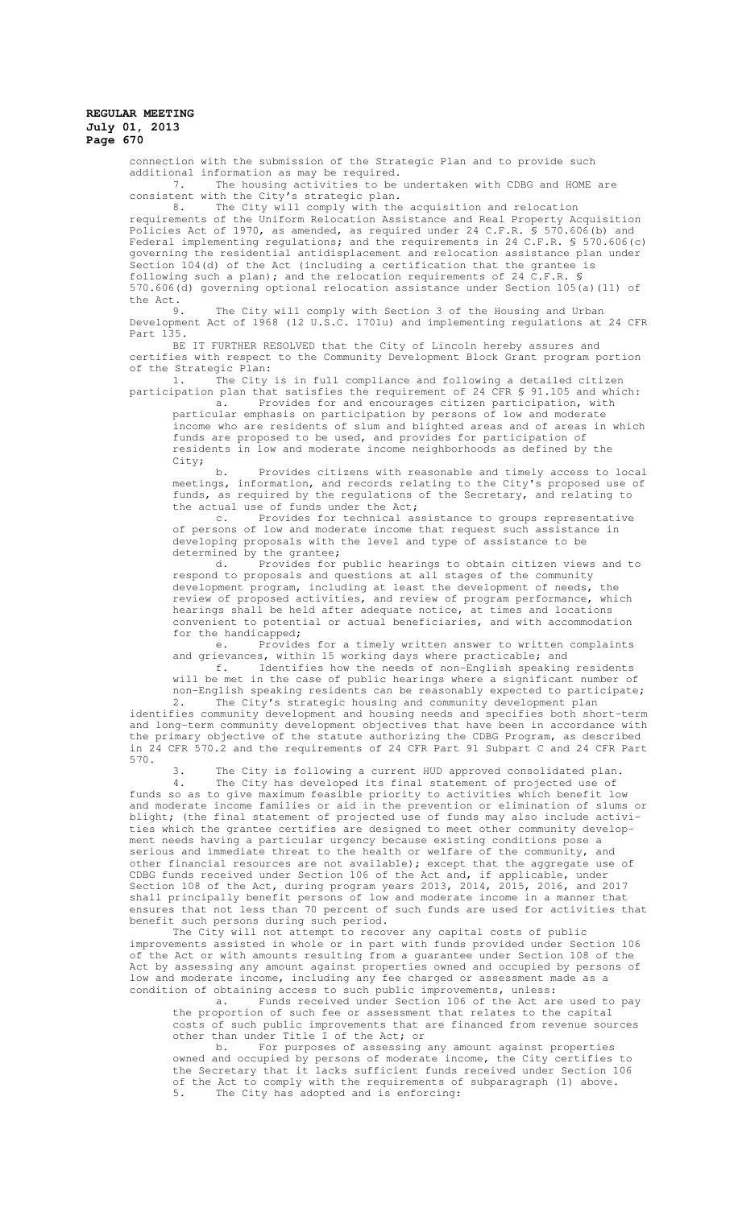connection with the submission of the Strategic Plan and to provide such additional information as may be required.

7. The housing activities to be undertaken with CDBG and HOME are consistent with the City's strategic plan.

8. The City will comply with the acquisition and relocation requirements of the Uniform Relocation Assistance and Real Property Acquisition Policies Act of 1970, as amended, as required under 24 C.F.R. § 570.606(b) and Federal implementing regulations; and the requirements in 24 C.F.R. § 570.606(c) governing the residential antidisplacement and relocation assistance plan under Section 104(d) of the Act (including a certification that the grantee is following such a plan); and the relocation requirements of 24 C.F.R. § 570.606(d) governing optional relocation assistance under Section 105(a)(11) of the Act.

9. The City will comply with Section 3 of the Housing and Urban Development Act of 1968 (12 U.S.C. 1701u) and implementing regulations at 24 CFR Part 135.

BE IT FURTHER RESOLVED that the City of Lincoln hereby assures and certifies with respect to the Community Development Block Grant program portion of the Strategic Plan:

1. The City is in full compliance and following a detailed citizen participation plan that satisfies the requirement of 24 CFR § 91.105 and which:

   a. Provides for and encourages citizen participation, with particular emphasis on participation by persons of low and moderate income who are residents of slum and blighted areas and of areas in which funds are proposed to be used, and provides for participation of residents in low and moderate income neighborhoods as defined by the City;

   b. Provides citizens with reasonable and timely access to local meetings, information, and records relating to the City's proposed use of funds, as required by the regulations of the Secretary, and relating to the actual use of funds under the Act;

   c. Provides for technical assistance to groups representative of persons of low and moderate income that request such assistance in developing proposals with the level and type of assistance to be determined by the grantee;

   d. Provides for public hearings to obtain citizen views and to respond to proposals and questions at all stages of the community development program, including at least the development of needs, the review of proposed activities, and review of program performance, which hearings shall be held after adequate notice, at times and locations convenient to potential or actual beneficiaries, and with accommodation for the handicapped;

   e. Provides for a timely written answer to written complaints and grievances, within 15 working days where practicable; and

   f. Identifies how the needs of non-English speaking residents will be met in the case of public hearings where a significant number of non-English speaking residents can be reasonably expected to participate;

2. The City's strategic housing and community development plan identifies community development and housing needs and specifies both short-term and long-term community development objectives that have been in accordance with the primary objective of the statute authorizing the CDBG Program, as described in 24 CFR 570.2 and the requirements of 24 CFR Part 91 Subpart C and 24 CFR Part 570.

3. The City is following a current HUD approved consolidated plan.

4. The City has developed its final statement of projected use of funds so as to give maximum feasible priority to activities which benefit low and moderate income families or aid in the prevention or elimination of slums or blight; (the final statement of projected use of funds may also include activities which the grantee certifies are designed to meet other community development needs having a particular urgency because existing conditions pose a serious and immediate threat to the health or welfare of the community, and other financial resources are not available); except that the aggregate use of CDBG funds received under Section 106 of the Act and, if applicable, under Section 108 of the Act, during program years 2013, 2014, 2015, 2016, and 2017 shall principally benefit persons of low and moderate income in a manner that ensures that not less than 70 percent of such funds are used for activities that benefit such persons during such period.

The City will not attempt to recover any capital costs of public improvements assisted in whole or in part with funds provided under Section 106 of the Act or with amounts resulting from a guarantee under Section 108 of the Act by assessing any amount against properties owned and occupied by persons of low and moderate income, including any fee charged or assessment made as a condition of obtaining access to such public improvements, unless:

   a. Funds received under Section 106 of the Act are used to pay the proportion of such fee or assessment that relates to the capital costs of such public improvements that are financed from revenue sources other than under Title I of the Act; or

   b. For purposes of assessing any amount against properties owned and occupied by persons of moderate income, the City certifies to the Secretary that it lacks sufficient funds received under Section 106 of the Act to comply with the requirements of subparagraph (1) above.

5. The City has adopted and is enforcing: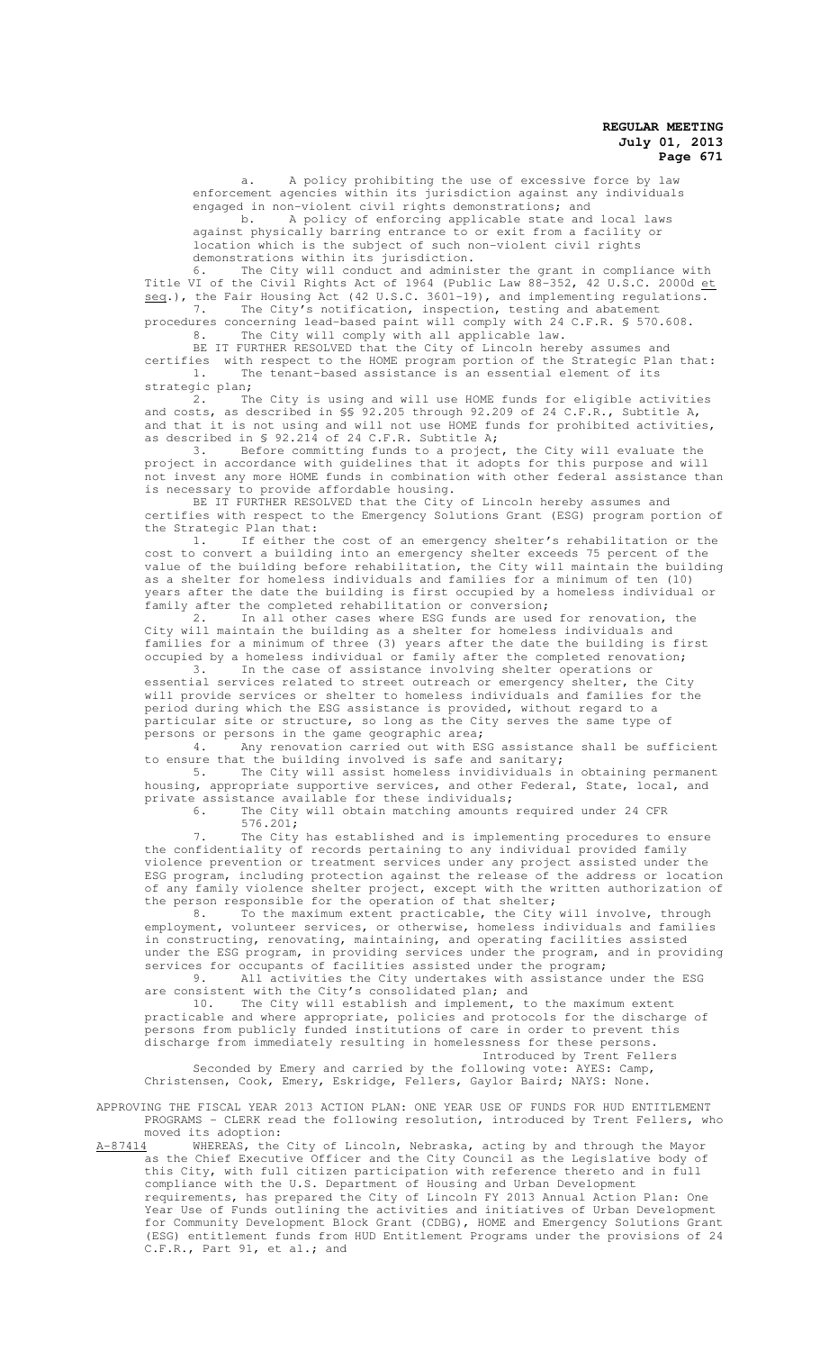a. A policy prohibiting the use of excessive force by law enforcement agencies within its jurisdiction against any individuals engaged in non-violent civil rights demonstrations; and

b. A policy of enforcing applicable state and local laws against physically barring entrance to or exit from a facility or location which is the subject of such non-violent civil rights demonstrations within its jurisdiction.

6. The City will conduct and administer the grant in compliance with Title VI of the Civil Rights Act of 1964 (Public Law 88-352, 42 U.S.C. 2000d et seq.), the Fair Housing Act (42 U.S.C. 3601-19), and implementing regulations.

7. The City's notification, inspection, testing and abatement procedures concerning lead-based paint will comply with 24 C.F.R. § 570.608.

8. The City will comply with all applicable law.

BE IT FURTHER RESOLVED that the City of Lincoln hereby assumes and certifies with respect to the HOME program portion of the Strategic Plan that:

1. The tenant-based assistance is an essential element of its strategic plan;

2. The City is using and will use HOME funds for eligible activities and costs, as described in §§ 92.205 through 92.209 of 24 C.F.R., Subtitle A, and that it is not using and will not use HOME funds for prohibited activities, as described in § 92.214 of 24 C.F.R. Subtitle A;

3. Before committing funds to a project, the City will evaluate the project in accordance with guidelines that it adopts for this purpose and will not invest any more HOME funds in combination with other federal assistance than is necessary to provide affordable housing.

BE IT FURTHER RESOLVED that the City of Lincoln hereby assumes and certifies with respect to the Emergency Solutions Grant (ESG) program portion of the Strategic Plan that:

1. If either the cost of an emergency shelter's rehabilitation or the cost to convert a building into an emergency shelter exceeds 75 percent of the value of the building before rehabilitation, the City will maintain the building as a shelter for homeless individuals and families for a minimum of ten (10) years after the date the building is first occupied by a homeless individual or family after the completed rehabilitation or conversion;

2. In all other cases where ESG funds are used for renovation, the City will maintain the building as a shelter for homeless individuals and families for a minimum of three (3) years after the date the building is first occupied by a homeless individual or family after the completed renovation;

3. In the case of assistance involving shelter operations or essential services related to street outreach or emergency shelter, the City will provide services or shelter to homeless individuals and families for the period during which the ESG assistance is provided, without regard to a particular site or structure, so long as the City serves the same type of persons or persons in the game geographic area;

4. Any renovation carried out with ESG assistance shall be sufficient to ensure that the building involved is safe and sanitary;

5. The City will assist homeless invididviduals in obtaining permanent housing, appropriate supportive services, and other Federal, State, local, and private assistance available for these individuals;

6. The City will obtain matching amounts required under 24 CFR 576.201;

7. The City has established and is implementing procedures to ensure the confidentiality of records pertaining to any individual provided family violence prevention or treatment services under any project assisted under the ESG program, including protection against the release of the address or location of any family violence shelter project, except with the written authorization of the person responsible for the operation of that shelter;

8. To the maximum extent practicable, the City will involve, through employment, volunteer services, or otherwise, homeless individuals and families in constructing, renovating, maintaining, and operating facilities assisted under the ESG program, in providing services under the program, and in providing services for occupants of facilities assisted under the program;

9. All activities the City undertakes with assistance under the ESG are consistent with the City's consolidated plan; and

10. The City will establish and implement, to the maximum extent practicable and where appropriate, policies and protocols for the discharge of persons from publicly funded institutions of care in order to prevent this discharge from immediately resulting in homelessness for these persons.

Introduced by Trent Fellers

Seconded by Emery and carried by the following vote: AYES: Camp, Christensen, Cook, Emery, Eskridge, Fellers, Gaylor Baird; NAYS: None.

APPROVING THE FISCAL YEAR 2013 ACTION PLAN: ONE YEAR USE OF FUNDS FOR HUD ENTITLEMENT PROGRAMS - CLERK read the following resolution, introduced by Trent Fellers, who moved its adoption:

A-87414 WHEREAS, the City of Lincoln, Nebraska, acting by and through the Mayor as the Chief Executive Officer and the City Council as the Legislative body of this City, with full citizen participation with reference thereto and in full compliance with the U.S. Department of Housing and Urban Development requirements, has prepared the City of Lincoln FY 2013 Annual Action Plan: One Year Use of Funds outlining the activities and initiatives of Urban Development for Community Development Block Grant (CDBG), HOME and Emergency Solutions Grant (ESG) entitlement funds from HUD Entitlement Programs under the provisions of 24 C.F.R., Part 91, et al.; and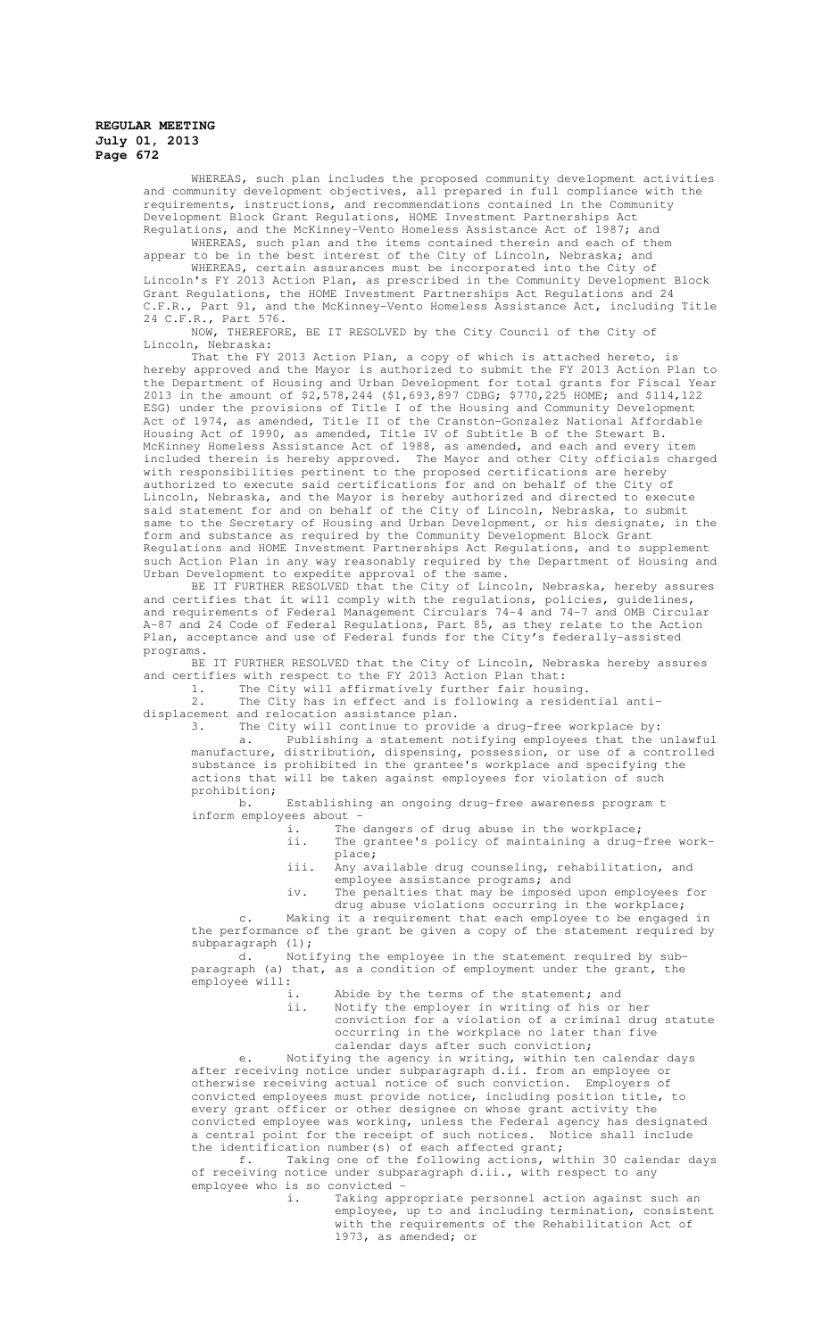WHEREAS, such plan includes the proposed community development activities and community development objectives, all prepared in full compliance with the requirements, instructions, and recommendations contained in the Community Development Block Grant Regulations, HOME Investment Partnerships Act Regulations, and the McKinney-Vento Homeless Assistance Act of 1987; and

WHEREAS, such plan and the items contained therein and each of them appear to be in the best interest of the City of Lincoln, Nebraska; and

WHEREAS, certain assurances must be incorporated into the City of Lincoln's FY 2013 Action Plan, as prescribed in the Community Development Block Grant Regulations, the HOME Investment Partnerships Act Regulations and 24 C.F.R., Part 91, and the McKinney-Vento Homeless Assistance Act, including Title 24 C.F.R., Part 576.

NOW, THEREFORE, BE IT RESOLVED by the City Council of the City of Lincoln, Nebraska:

That the FY 2013 Action Plan, a copy of which is attached hereto, is hereby approved and the Mayor is authorized to submit the FY 2013 Action Plan to the Department of Housing and Urban Development for total grants for Fiscal Year 2013 in the amount of $2,578,244 ($1,693,897 CDBG; $770,225 HOME; and $114,122 ESG) under the provisions of Title I of the Housing and Community Development Act of 1974, as amended, Title II of the Cranston-Gonzalez National Affordable Housing Act of 1990, as amended, Title IV of Subtitle B of the Stewart B. McKinney Homeless Assistance Act of 1988, as amended, and each and every item included therein is hereby approved. The Mayor and other City officials charged with responsibilities pertinent to the proposed certifications are hereby authorized to execute said certifications for and on behalf of the City of Lincoln, Nebraska, and the Mayor is hereby authorized and directed to execute said statement for and on behalf of the City of Lincoln, Nebraska, to submit same to the Secretary of Housing and Urban Development, or his designate, in the form and substance as required by the Community Development Block Grant Regulations and HOME Investment Partnerships Act Regulations, and to supplement such Action Plan in any way reasonably required by the Department of Housing and Urban Development to expedite approval of the same.

BE IT FURTHER RESOLVED that the City of Lincoln, Nebraska, hereby assures and certifies that it will comply with the regulations, policies, guidelines, and requirements of Federal Management Circulars 74-4 and 74-7 and OMB Circular A-87 and 24 Code of Federal Regulations, Part 85, as they relate to the Action Plan, acceptance and use of Federal funds for the City's federally-assisted programs.

BE IT FURTHER RESOLVED that the City of Lincoln, Nebraska hereby assures and certifies with respect to the FY 2013 Action Plan that:

1. The City will affirmatively further fair housing.
2. The City has in effect and is following a residential anti-displacement and relocation assistance plan.
3. The City will continue to provide a drug-free workplace by:
   a. Publishing a statement notifying employees that the unlawful manufacture, distribution, dispensing, possession, or use of a controlled substance is prohibited in the grantee's workplace and specifying the actions that will be taken against employees for violation of such prohibition;
   b. Establishing an ongoing drug-free awareness program t inform employees about -
      i. The dangers of drug abuse in the workplace;
      ii. The grantee's policy of maintaining a drug-free work-place;
      iii. Any available drug counseling, rehabilitation, and employee assistance programs; and
      iv. The penalties that may be imposed upon employees for drug abuse violations occurring in the workplace;
   c. Making it a requirement that each employee to be engaged in the performance of the grant be given a copy of the statement required by subparagraph (1);
   d. Notifying the employee in the statement required by sub-paragraph (a) that, as a condition of employment under the grant, the employee will:
      i. Abide by the terms of the statement; and
      ii. Notify the employer in writing of his or her conviction for a violation of a criminal drug statute occurring in the workplace no later than five calendar days after such conviction;
   e. Notifying the agency in writing, within ten calendar days after receiving notice under subparagraph d.ii. from an employee or otherwise receiving actual notice of such conviction. Employers of convicted employees must provide notice, including position title, to every grant officer or other designee on whose grant activity the convicted employee was working, unless the Federal agency has designated a central point for the receipt of such notices. Notice shall include the identification number(s) of each affected grant;
   f. Taking one of the following actions, within 30 calendar days of receiving notice under subparagraph d.ii., with respect to any employee who is so convicted -
      i. Taking appropriate personnel action against such an employee, up to and including termination, consistent with the requirements of the Rehabilitation Act of 1973, as amended; or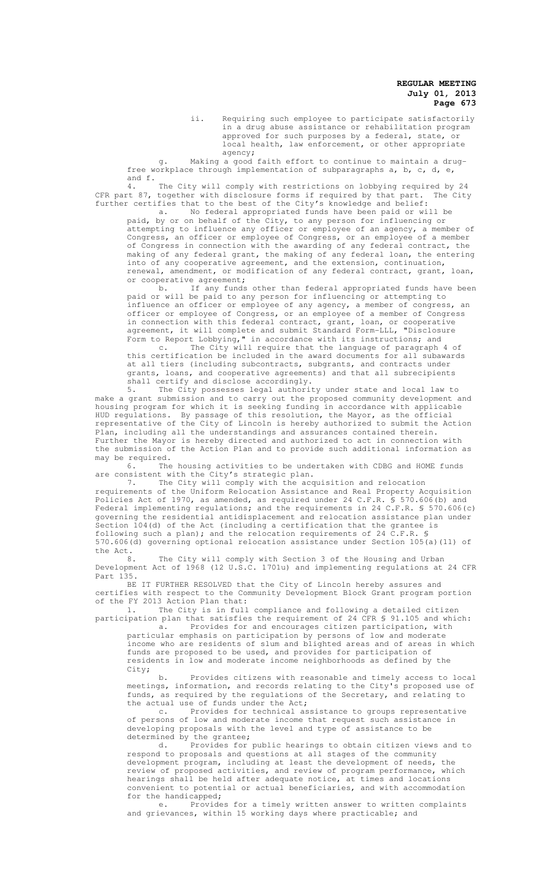ii. Requiring such employee to participate satisfactorily in a drug abuse assistance or rehabilitation program approved for such purposes by a federal, state, or local health, law enforcement, or other appropriate agency;

g. Making a good faith effort to continue to maintain a drug-free workplace through implementation of subparagraphs a, b, c, d, e, and f.

4. The City will comply with restrictions on lobbying required by 24 CFR part 87, together with disclosure forms if required by that part. The City further certifies that to the best of the City's knowledge and belief:

a. No federal appropriated funds have been paid or will be paid, by or on behalf of the City, to any person for influencing or attempting to influence any officer or employee of an agency, a member of Congress, an officer or employee of Congress, or an employee of a member of Congress in connection with the awarding of any federal contract, the making of any federal grant, the making of any federal loan, the entering into of any cooperative agreement, and the extension, continuation, renewal, amendment, or modification of any federal contract, grant, loan, or cooperative agreement;

b. If any funds other than federal appropriated funds have been paid or will be paid to any person for influencing or attempting to influence an officer or employee of any agency, a member of congress, an officer or employee of Congress, or an employee of a member of Congress in connection with this federal contract, grant, loan, or cooperative agreement, it will complete and submit Standard Form-LLL, "Disclosure Form to Report Lobbying," in accordance with its instructions; and

c. The City will require that the language of paragraph 4 of this certification be included in the award documents for all subawards at all tiers (including subcontracts, subgrants, and contracts under grants, loans, and cooperative agreements) and that all subrecipients shall certify and disclose accordingly.

5. The City possesses legal authority under state and local law to make a grant submission and to carry out the proposed community development and housing program for which it is seeking funding in accordance with applicable HUD regulations. By passage of this resolution, the Mayor, as the official representative of the City of Lincoln is hereby authorized to submit the Action Plan, including all the understandings and assurances contained therein. Further the Mayor is hereby directed and authorized to act in connection with the submission of the Action Plan and to provide such additional information as may be required.

6. The housing activities to be undertaken with CDBG and HOME funds are consistent with the City's strategic plan.

7. The City will comply with the acquisition and relocation requirements of the Uniform Relocation Assistance and Real Property Acquisition Policies Act of 1970, as amended, as required under 24 C.F.R. § 570.606(b) and Federal implementing regulations; and the requirements in 24 C.F.R. § 570.606(c) governing the residential antidisplacement and relocation assistance plan under Section 104(d) of the Act (including a certification that the grantee is following such a plan); and the relocation requirements of 24 C.F.R. § 570.606(d) governing optional relocation assistance under Section 105(a)(11) of the Act.

8. The City will comply with Section 3 of the Housing and Urban Development Act of 1968 (12 U.S.C. 1701u) and implementing regulations at 24 CFR Part 135.

BE IT FURTHER RESOLVED that the City of Lincoln hereby assures and certifies with respect to the Community Development Block Grant program portion of the FY 2013 Action Plan that:

1. The City is in full compliance and following a detailed citizen participation plan that satisfies the requirement of 24 CFR § 91.105 and which:

a. Provides for and encourages citizen participation, with particular emphasis on participation by persons of low and moderate income who are residents of slum and blighted areas and of areas in which funds are proposed to be used, and provides for participation of residents in low and moderate income neighborhoods as defined by the City;

b. Provides citizens with reasonable and timely access to local meetings, information, and records relating to the City's proposed use of funds, as required by the regulations of the Secretary, and relating to the actual use of funds under the Act;

c. Provides for technical assistance to groups representative of persons of low and moderate income that request such assistance in developing proposals with the level and type of assistance to be determined by the grantee;

d. Provides for public hearings to obtain citizen views and to respond to proposals and questions at all stages of the community development program, including at least the development of needs, the review of proposed activities, and review of program performance, which hearings shall be held after adequate notice, at times and locations convenient to potential or actual beneficiaries, and with accommodation for the handicapped;

e. Provides for a timely written answer to written complaints and grievances, within 15 working days where practicable; and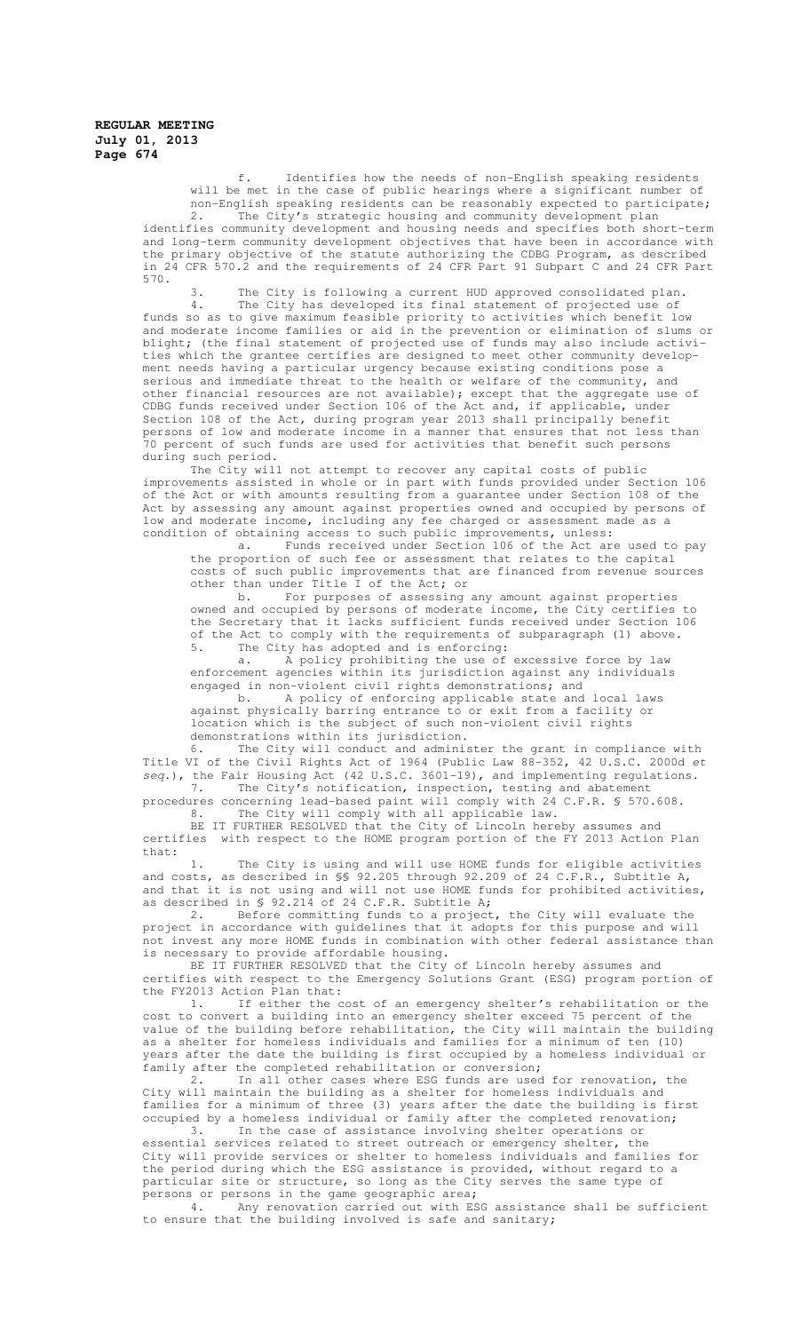f. Identifies how the needs of non-English speaking residents will be met in the case of public hearings where a significant number of non-English speaking residents can be reasonably expected to participate;

2. The City's strategic housing and community development plan identifies community development and housing needs and specifies both short-term and long-term community development objectives that have been in accordance with the primary objective of the statute authorizing the CDBG Program, as described in 24 CFR 570.2 and the requirements of 24 CFR Part 91 Subpart C and 24 CFR Part 570.

3. The City is following a current HUD approved consolidated plan.

4. The City has developed its final statement of projected use of funds so as to give maximum feasible priority to activities which benefit low and moderate income families or aid in the prevention or elimination of slums or blight; (the final statement of projected use of funds may also include activities which the grantee certifies are designed to meet other community development needs having a particular urgency because existing conditions pose a serious and immediate threat to the health or welfare of the community, and other financial resources are not available); except that the aggregate use of CDBG funds received under Section 106 of the Act and, if applicable, under Section 108 of the Act, during program year 2013 shall principally benefit persons of low and moderate income in a manner that ensures that not less than 70 percent of such funds are used for activities that benefit such persons during such period.

The City will not attempt to recover any capital costs of public improvements assisted in whole or in part with funds provided under Section 106 of the Act or with amounts resulting from a guarantee under Section 108 of the Act by assessing any amount against properties owned and occupied by persons of low and moderate income, including any fee charged or assessment made as a condition of obtaining access to such public improvements, unless:

a. Funds received under Section 106 of the Act are used to pay the proportion of such fee or assessment that relates to the capital costs of such public improvements that are financed from revenue sources other than under Title I of the Act; or

b. For purposes of assessing any amount against properties owned and occupied by persons of moderate income, the City certifies to the Secretary that it lacks sufficient funds received under Section 106 of the Act to comply with the requirements of subparagraph (1) above.

5. The City has adopted and is enforcing:

a. A policy prohibiting the use of excessive force by law enforcement agencies within its jurisdiction against any individuals engaged in non-violent civil rights demonstrations; and

b. A policy of enforcing applicable state and local laws against physically barring entrance to or exit from a facility or location which is the subject of such non-violent civil rights demonstrations within its jurisdiction.

6. The City will conduct and administer the grant in compliance with Title VI of the Civil Rights Act of 1964 (Public Law 88-352, 42 U.S.C. 2000d *et seq*.), the Fair Housing Act (42 U.S.C. 3601-19), and implementing regulations.

7. The City's notification, inspection, testing and abatement procedures concerning lead-based paint will comply with 24 C.F.R. § 570.608.

8. The City will comply with all applicable law.

BE IT FURTHER RESOLVED that the City of Lincoln hereby assumes and certifies with respect to the HOME program portion of the FY 2013 Action Plan that:

1. The City is using and will use HOME funds for eligible activities and costs, as described in §§ 92.205 through 92.209 of 24 C.F.R., Subtitle A, and that it is not using and will not use HOME funds for prohibited activities, as described in § 92.214 of 24 C.F.R. Subtitle A;

2. Before committing funds to a project, the City will evaluate the project in accordance with guidelines that it adopts for this purpose and will not invest any more HOME funds in combination with other federal assistance than is necessary to provide affordable housing.

BE IT FURTHER RESOLVED that the City of Lincoln hereby assumes and certifies with respect to the Emergency Solutions Grant (ESG) program portion of the FY2013 Action Plan that:

1. If either the cost of an emergency shelter's rehabilitation or the cost to convert a building into an emergency shelter exceed 75 percent of the value of the building before rehabilitation, the City will maintain the building as a shelter for homeless individuals and families for a minimum of ten (10) years after the date the building is first occupied by a homeless individual or family after the completed rehabilitation or conversion;

2. In all other cases where ESG funds are used for renovation, the City will maintain the building as a shelter for homeless individuals and families for a minimum of three (3) years after the date the building is first occupied by a homeless individual or family after the completed renovation;

3. In the case of assistance involving shelter operations or essential services related to street outreach or emergency shelter, the City will provide services or shelter to homeless individuals and families for the period during which the ESG assistance is provided, without regard to a particular site or structure, so long as the City serves the same type of persons or persons in the game geographic area;

4. Any renovation carried out with ESG assistance shall be sufficient to ensure that the building involved is safe and sanitary;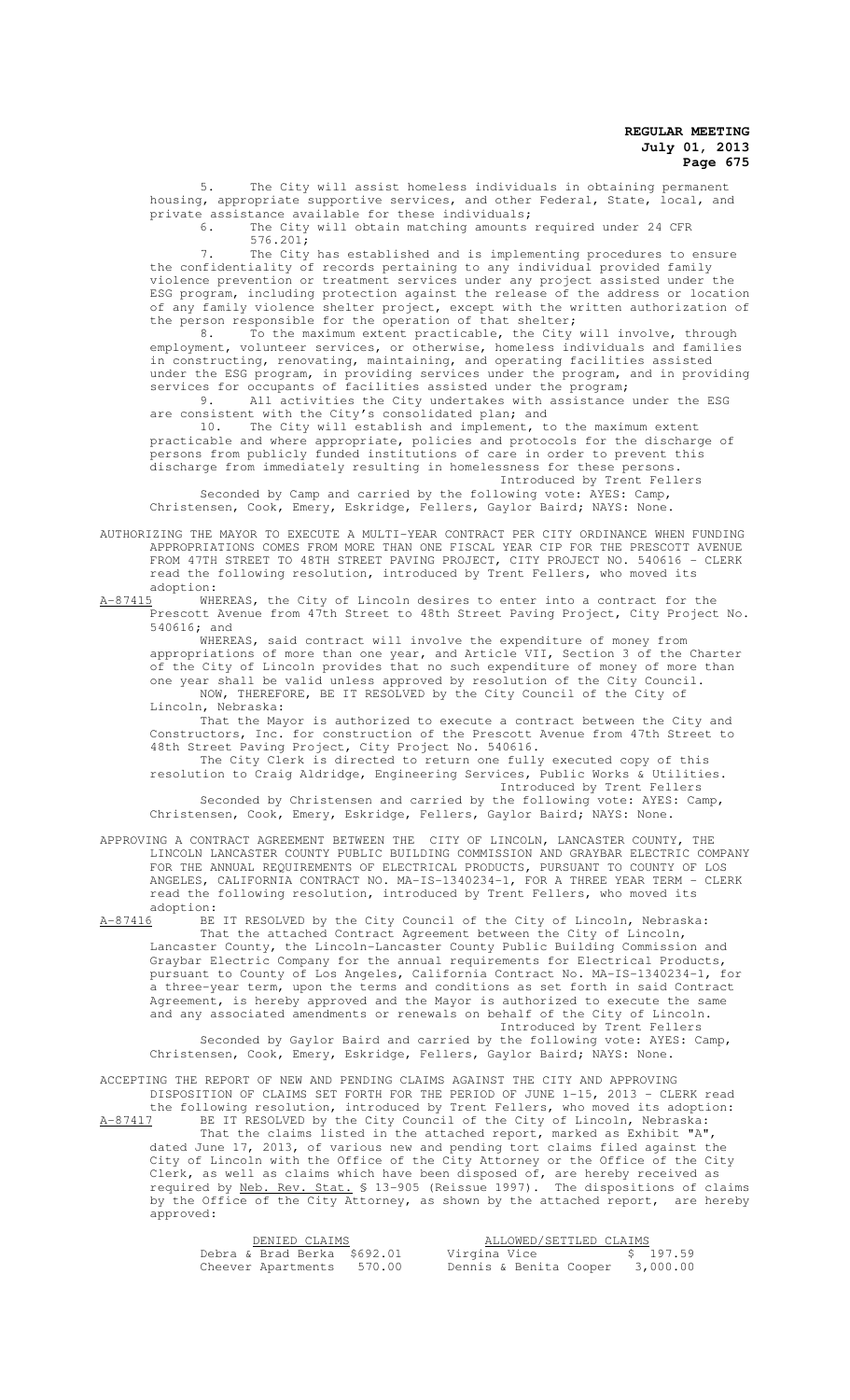5. The City will assist homeless individuals in obtaining permanent housing, appropriate supportive services, and other Federal, State, local, and private assistance available for these individuals;

6. The City will obtain matching amounts required under 24 CFR 576.201;

7. The City has established and is implementing procedures to ensure the confidentiality of records pertaining to any individual provided family violence prevention or treatment services under any project assisted under the ESG program, including protection against the release of the address or location of any family violence shelter project, except with the written authorization of the person responsible for the operation of that shelter;

8. To the maximum extent practicable, the City will involve, through employment, volunteer services, or otherwise, homeless individuals and families in constructing, renovating, maintaining, and operating facilities assisted under the ESG program, in providing services under the program, and in providing services for occupants of facilities assisted under the program;

9. All activities the City undertakes with assistance under the ESG are consistent with the City's consolidated plan; and

10. The City will establish and implement, to the maximum extent practicable and where appropriate, policies and protocols for the discharge of persons from publicly funded institutions of care in order to prevent this discharge from immediately resulting in homelessness for these persons.

Introduced by Trent Fellers

Seconded by Camp and carried by the following vote: AYES: Camp, Christensen, Cook, Emery, Eskridge, Fellers, Gaylor Baird; NAYS: None.

AUTHORIZING THE MAYOR TO EXECUTE A MULTI-YEAR CONTRACT PER CITY ORDINANCE WHEN FUNDING APPROPRIATIONS COMES FROM MORE THAN ONE FISCAL YEAR CIP FOR THE PRESCOTT AVENUE FROM 47TH STREET TO 48TH STREET PAVING PROJECT, CITY PROJECT NO. 540616 - CLERK read the following resolution, introduced by Trent Fellers, who moved its adoption:

A-87415 WHEREAS, the City of Lincoln desires to enter into a contract for the Prescott Avenue from 47th Street to 48th Street Paving Project, City Project No. 540616; and

WHEREAS, said contract will involve the expenditure of money from appropriations of more than one year, and Article VII, Section 3 of the Charter of the City of Lincoln provides that no such expenditure of money of more than one year shall be valid unless approved by resolution of the City Council.

NOW, THEREFORE, BE IT RESOLVED by the City Council of the City of Lincoln, Nebraska:

That the Mayor is authorized to execute a contract between the City and Constructors, Inc. for construction of the Prescott Avenue from 47th Street to 48th Street Paving Project, City Project No. 540616.

The City Clerk is directed to return one fully executed copy of this resolution to Craig Aldridge, Engineering Services, Public Works & Utilities.

Introduced by Trent Fellers

Seconded by Christensen and carried by the following vote: AYES: Camp, Christensen, Cook, Emery, Eskridge, Fellers, Gaylor Baird; NAYS: None.

APPROVING A CONTRACT AGREEMENT BETWEEN THE CITY OF LINCOLN, LANCASTER COUNTY, THE LINCOLN LANCASTER COUNTY PUBLIC BUILDING COMMISSION AND GRAYBAR ELECTRIC COMPANY FOR THE ANNUAL REQUIREMENTS OF ELECTRICAL PRODUCTS, PURSUANT TO COUNTY OF LOS ANGELES, CALIFORNIA CONTRACT NO. MA-IS-1340234-1, FOR A THREE YEAR TERM - CLERK read the following resolution, introduced by Trent Fellers, who moved its adoption:

A-87416 BE IT RESOLVED by the City Council of the City of Lincoln, Nebraska:

That the attached Contract Agreement between the City of Lincoln, Lancaster County, the Lincoln-Lancaster County Public Building Commission and Graybar Electric Company for the annual requirements for Electrical Products, pursuant to County of Los Angeles, California Contract No. MA-IS-1340234-1, for a three-year term, upon the terms and conditions as set forth in said Contract Agreement, is hereby approved and the Mayor is authorized to execute the same and any associated amendments or renewals on behalf of the City of Lincoln.

Introduced by Trent Fellers

Seconded by Gaylor Baird and carried by the following vote: AYES: Camp, Christensen, Cook, Emery, Eskridge, Fellers, Gaylor Baird; NAYS: None.

ACCEPTING THE REPORT OF NEW AND PENDING CLAIMS AGAINST THE CITY AND APPROVING DISPOSITION OF CLAIMS SET FORTH FOR THE PERIOD OF JUNE 1-15, 2013 - CLERK read the following resolution, introduced by Trent Fellers, who moved its adoption:

A-87417 BE IT RESOLVED by the City Council of the City of Lincoln, Nebraska:

That the claims listed in the attached report, marked as Exhibit "A", dated June 17, 2013, of various new and pending tort claims filed against the City of Lincoln with the Office of the City Attorney or the Office of the City Clerk, as well as claims which have been disposed of, are hereby received as required by Neb. Rev. Stat. § 13-905 (Reissue 1997). The dispositions of claims by the Office of the City Attorney, as shown by the attached report, are hereby approved:

| DENIED CLAIMS | | ALLOWED/SETTLED CLAIMS | |
|---|---|---|---|
| Debra & Brad Berka | $692.01 | Virgina Vice | $ 197.59 |
| Cheever Apartments | 570.00 | Dennis & Benita Cooper | 3,000.00 |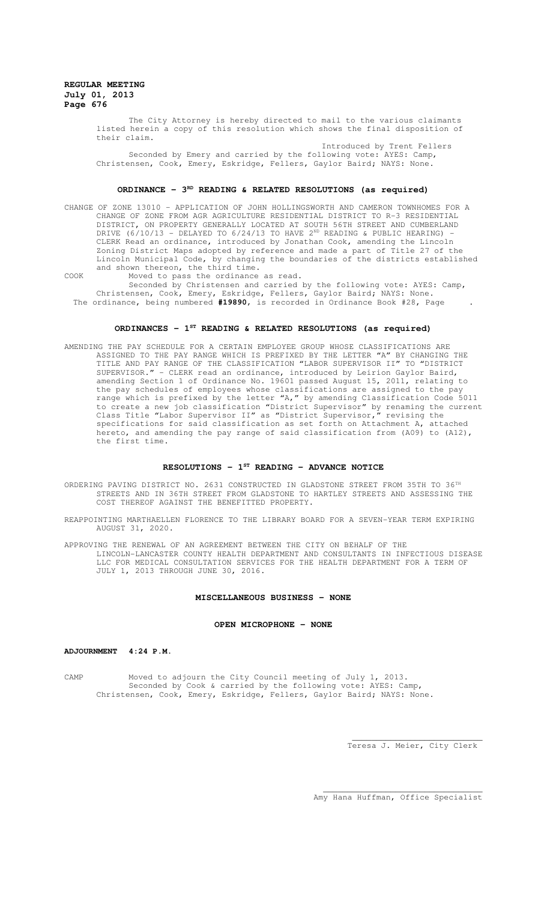The City Attorney is hereby directed to mail to the various claimants listed herein a copy of this resolution which shows the final disposition of their claim.

Introduced by Trent Fellers

Seconded by Emery and carried by the following vote: AYES: Camp, Christensen, Cook, Emery, Eskridge, Fellers, Gaylor Baird; NAYS: None.

## ORDINANCE – 3RD READING & RELATED RESOLUTIONS (as required)

CHANGE OF ZONE 13010 – APPLICATION OF JOHN HOLLINGSWORTH AND CAMERON TOWNHOMES FOR A CHANGE OF ZONE FROM AGR AGRICULTURE RESIDENTIAL DISTRICT TO R-3 RESIDENTIAL DISTRICT, ON PROPERTY GENERALLY LOCATED AT SOUTH 56TH STREET AND CUMBERLAND DRIVE (6/10/13 - DELAYED TO 6/24/13 TO HAVE 2ND READING & PUBLIC HEARING) - CLERK Read an ordinance, introduced by Jonathan Cook, amending the Lincoln Zoning District Maps adopted by reference and made a part of Title 27 of the Lincoln Municipal Code, by changing the boundaries of the districts established and shown thereon, the third time.

COOK Moved to pass the ordinance as read.

Seconded by Christensen and carried by the following vote: AYES: Camp, Christensen, Cook, Emery, Eskridge, Fellers, Gaylor Baird; NAYS: None.

The ordinance, being numbered **#19890**, is recorded in Ordinance Book #28, Page .

## ORDINANCES – 1ST READING & RELATED RESOLUTIONS (as required)

AMENDING THE PAY SCHEDULE FOR A CERTAIN EMPLOYEE GROUP WHOSE CLASSIFICATIONS ARE ASSIGNED TO THE PAY RANGE WHICH IS PREFIXED BY THE LETTER "A" BY CHANGING THE TITLE AND PAY RANGE OF THE CLASSIFICATION "LABOR SUPERVISOR II" TO "DISTRICT SUPERVISOR." - CLERK read an ordinance, introduced by Leirion Gaylor Baird, amending Section 1 of Ordinance No. 19601 passed August 15, 2011, relating to the pay schedules of employees whose classifications are assigned to the pay range which is prefixed by the letter "A," by amending Classification Code 5011 to create a new job classification "District Supervisor" by renaming the current Class Title "Labor Supervisor II" as "District Supervisor," revising the specifications for said classification as set forth on Attachment A, attached hereto, and amending the pay range of said classification from (A09) to (A12), the first time.

## RESOLUTIONS – 1ST READING – ADVANCE NOTICE

ORDERING PAVING DISTRICT NO. 2631 CONSTRUCTED IN GLADSTONE STREET FROM 35TH TO 36TH STREETS AND IN 36TH STREET FROM GLADSTONE TO HARTLEY STREETS AND ASSESSING THE COST THEREOF AGAINST THE BENEFITTED PROPERTY.

REAPPOINTING MARTHAELLEN FLORENCE TO THE LIBRARY BOARD FOR A SEVEN-YEAR TERM EXPIRING AUGUST 31, 2020.

APPROVING THE RENEWAL OF AN AGREEMENT BETWEEN THE CITY ON BEHALF OF THE LINCOLN-LANCASTER COUNTY HEALTH DEPARTMENT AND CONSULTANTS IN INFECTIOUS DISEASE LLC FOR MEDICAL CONSULTATION SERVICES FOR THE HEALTH DEPARTMENT FOR A TERM OF JULY 1, 2013 THROUGH JUNE 30, 2016.

## MISCELLANEOUS BUSINESS – NONE

## OPEN MICROPHONE – NONE

**ADJOURNMENT 4:24 P.M.**

CAMP Moved to adjourn the City Council meeting of July 1, 2013.

Seconded by Cook & carried by the following vote: AYES: Camp, Christensen, Cook, Emery, Eskridge, Fellers, Gaylor Baird; NAYS: None.

Teresa J. Meier, City Clerk

Amy Hana Huffman, Office Specialist